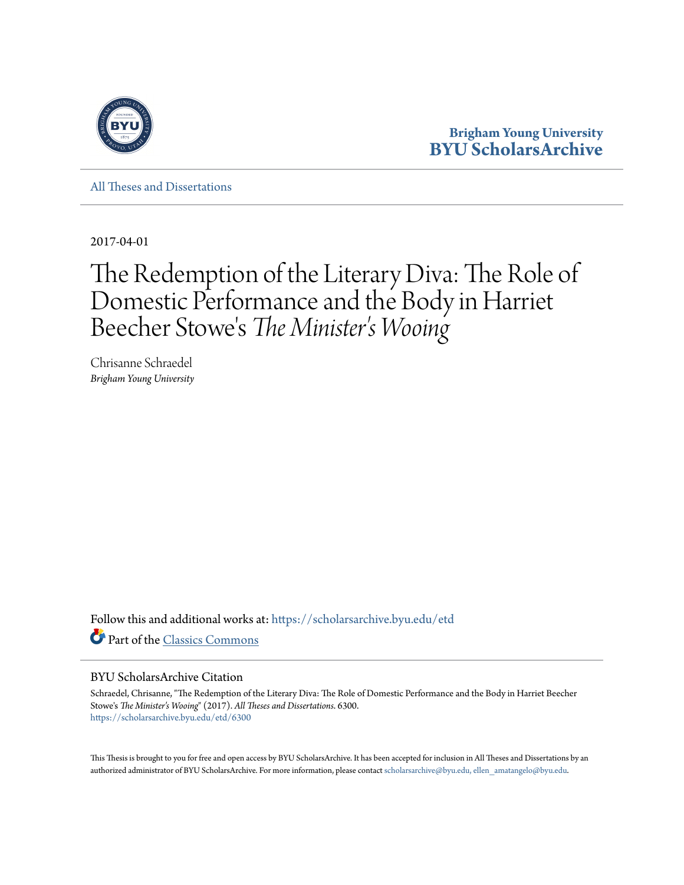Brigham Young University
BYU ScholarsArchive

All Theses and Dissertations

2017-04-01

# The Redemption of the Literary Diva: The Role of Domestic Performance and the Body in Harriet Beecher Stowe's *The Minister's Wooing*

Chrisanne Schraedel
*Brigham Young University*

Follow this and additional works at: https://scholarsarchive.byu.edu/etd

Part of the Classics Commons

## BYU ScholarsArchive Citation

Schraedel, Chrisanne, "The Redemption of the Literary Diva: The Role of Domestic Performance and the Body in Harriet Beecher Stowe's *The Minister's Wooing*" (2017). *All Theses and Dissertations*. 6300.
https://scholarsarchive.byu.edu/etd/6300

This Thesis is brought to you for free and open access by BYU ScholarsArchive. It has been accepted for inclusion in All Theses and Dissertations by an authorized administrator of BYU ScholarsArchive. For more information, please contact scholarsarchive@byu.edu, ellen_amatangelo@byu.edu.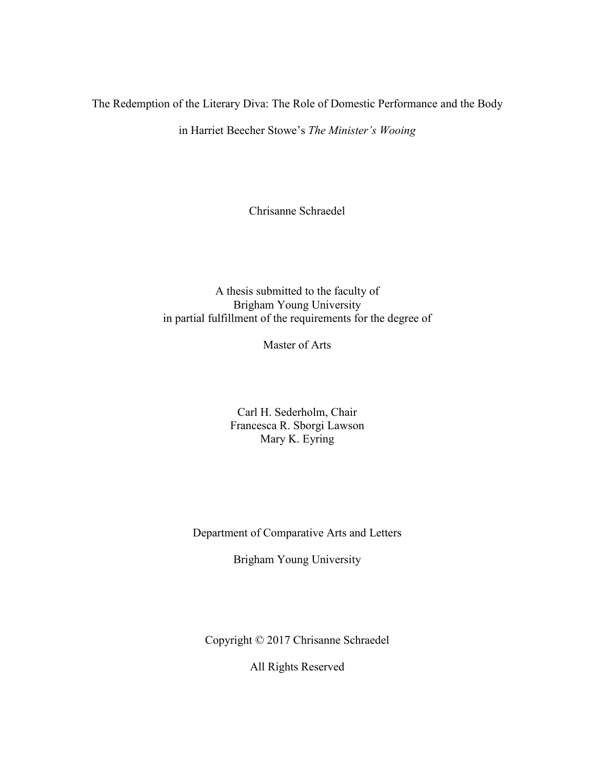The Redemption of the Literary Diva: The Role of Domestic Performance and the Body

in Harriet Beecher Stowe's *The Minister's Wooing*

Chrisanne Schraedel

A thesis submitted to the faculty of
Brigham Young University
in partial fulfillment of the requirements for the degree of

Master of Arts

Carl H. Sederholm, Chair
Francesca R. Sborgi Lawson
Mary K. Eyring

Department of Comparative Arts and Letters

Brigham Young University

Copyright © 2017 Chrisanne Schraedel

All Rights Reserved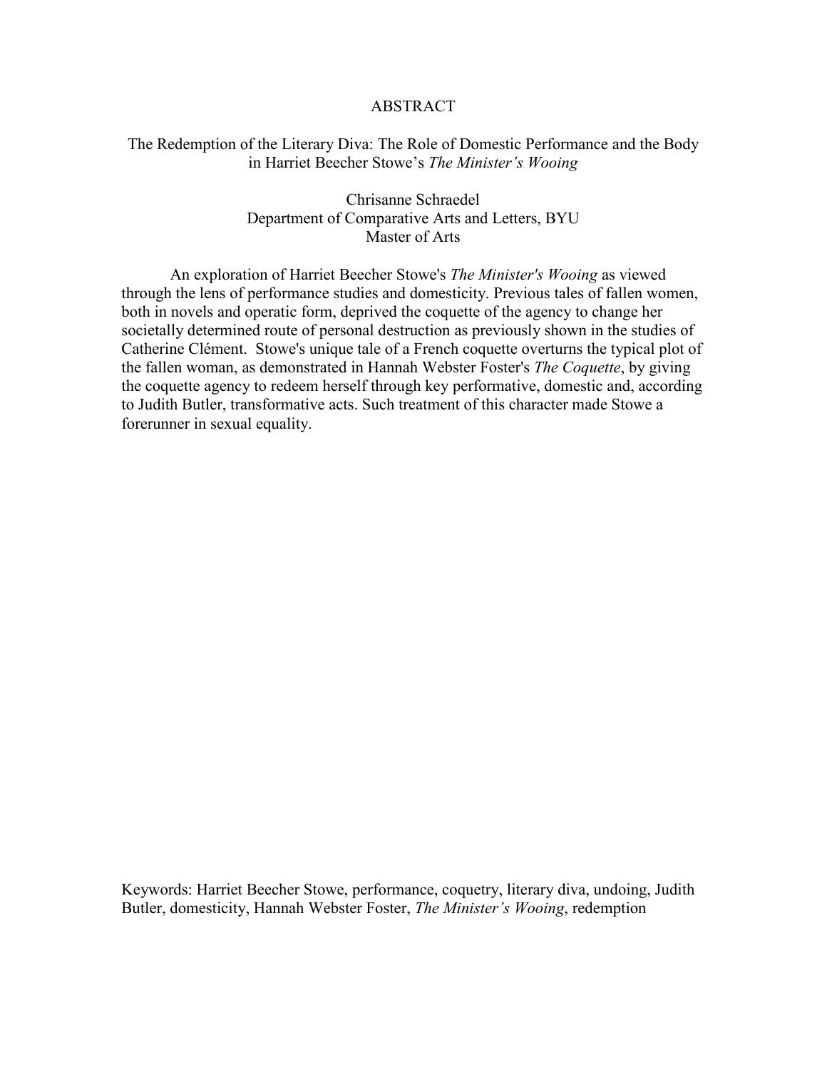# ABSTRACT

## The Redemption of the Literary Diva: The Role of Domestic Performance and the Body in Harriet Beecher Stowe's *The Minister's Wooing*

Chrisanne Schraedel
Department of Comparative Arts and Letters, BYU
Master of Arts

An exploration of Harriet Beecher Stowe's *The Minister's Wooing* as viewed through the lens of performance studies and domesticity. Previous tales of fallen women, both in novels and operatic form, deprived the coquette of the agency to change her societally determined route of personal destruction as previously shown in the studies of Catherine Clément. Stowe's unique tale of a French coquette overturns the typical plot of the fallen woman, as demonstrated in Hannah Webster Foster's *The Coquette*, by giving the coquette agency to redeem herself through key performative, domestic and, according to Judith Butler, transformative acts. Such treatment of this character made Stowe a forerunner in sexual equality.

Keywords: Harriet Beecher Stowe, performance, coquetry, literary diva, undoing, Judith Butler, domesticity, Hannah Webster Foster, *The Minister's Wooing*, redemption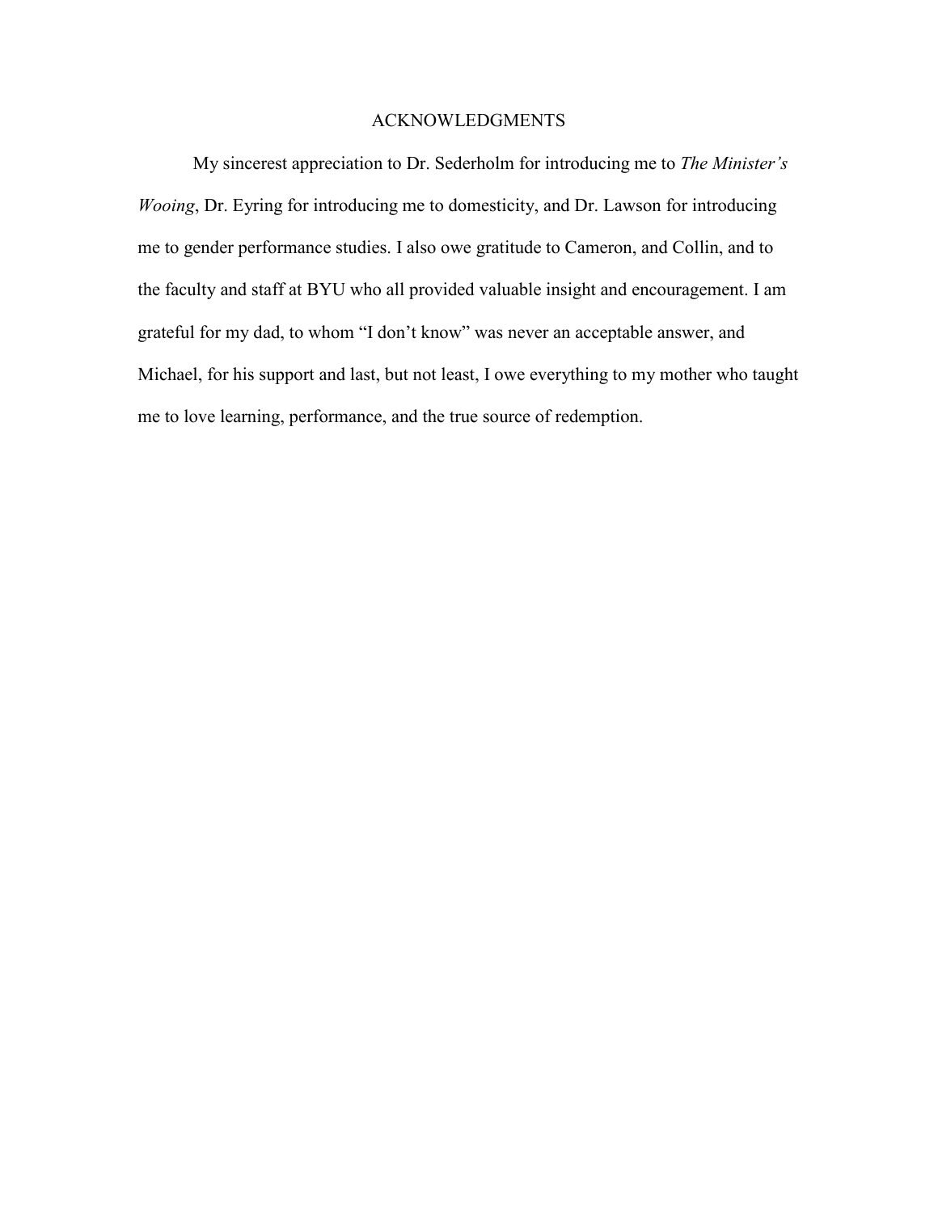# ACKNOWLEDGMENTS

My sincerest appreciation to Dr. Sederholm for introducing me to *The Minister's Wooing*, Dr. Eyring for introducing me to domesticity, and Dr. Lawson for introducing me to gender performance studies. I also owe gratitude to Cameron, and Collin, and to the faculty and staff at BYU who all provided valuable insight and encouragement. I am grateful for my dad, to whom "I don't know" was never an acceptable answer, and Michael, for his support and last, but not least, I owe everything to my mother who taught me to love learning, performance, and the true source of redemption.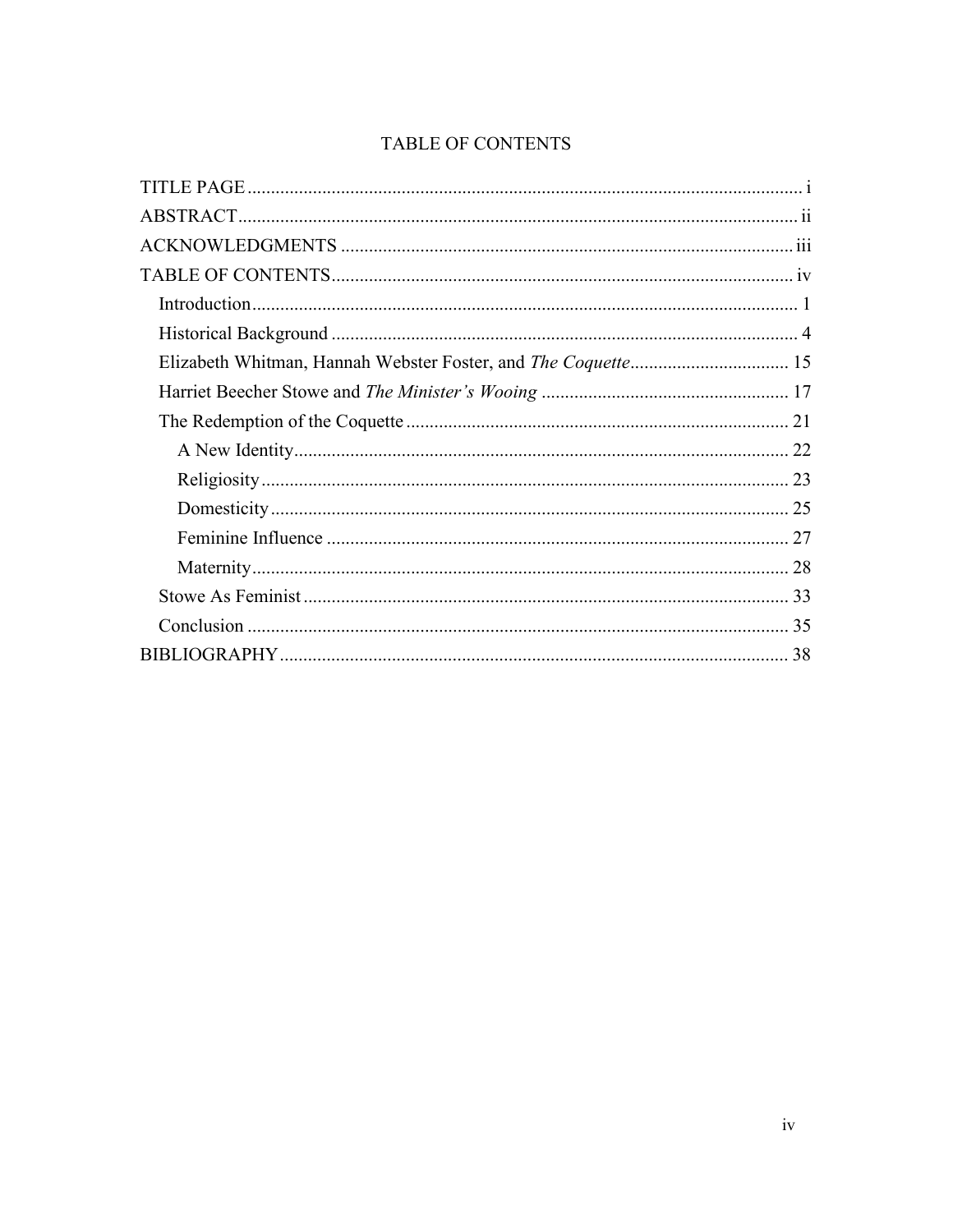# TABLE OF CONTENTS

TITLE PAGE ..................................................................................................................... i

ABSTRACT...................................................................................................................... ii

ACKNOWLEDGMENTS ................................................................................................ iii

TABLE OF CONTENTS.................................................................................................. iv

- Introduction.................................................................................................................... 1
- Historical Background .................................................................................................. 4
- Elizabeth Whitman, Hannah Webster Foster, and *The Coquette*.................................. 15
- Harriet Beecher Stowe and *The Minister's Wooing* ..................................................... 17
- The Redemption of the Coquette ................................................................................. 21
  - A New Identity.......................................................................................................... 22
  - Religiosity................................................................................................................. 23
  - Domesticity............................................................................................................... 25
  - Feminine Influence .................................................................................................. 27
  - Maternity................................................................................................................... 28
- Stowe As Feminist....................................................................................................... 33
- Conclusion ................................................................................................................... 35

BIBLIOGRAPHY............................................................................................................ 38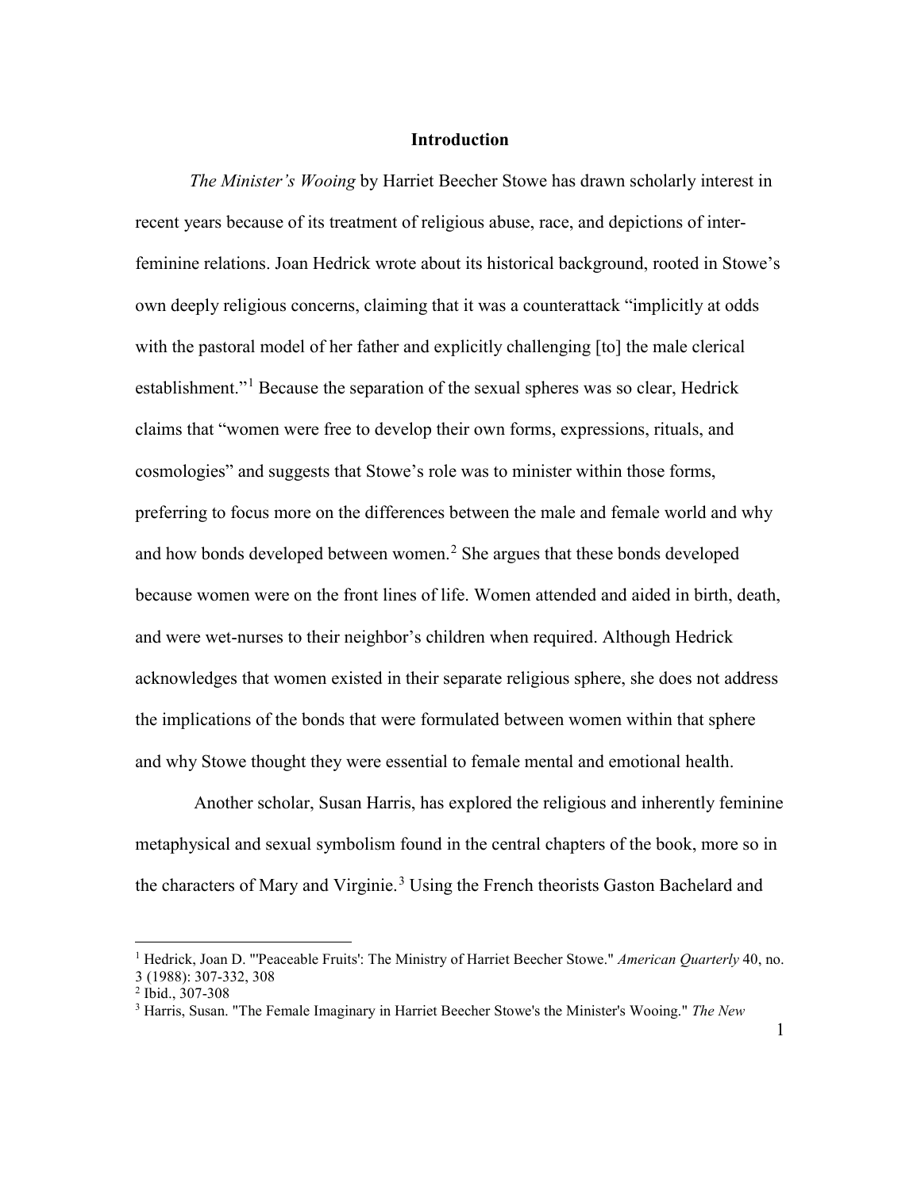# Introduction

*The Minister's Wooing* by Harriet Beecher Stowe has drawn scholarly interest in recent years because of its treatment of religious abuse, race, and depictions of inter-feminine relations. Joan Hedrick wrote about its historical background, rooted in Stowe's own deeply religious concerns, claiming that it was a counterattack "implicitly at odds with the pastoral model of her father and explicitly challenging [to] the male clerical establishment."[1] Because the separation of the sexual spheres was so clear, Hedrick claims that "women were free to develop their own forms, expressions, rituals, and cosmologies" and suggests that Stowe's role was to minister within those forms, preferring to focus more on the differences between the male and female world and why and how bonds developed between women.[2] She argues that these bonds developed because women were on the front lines of life. Women attended and aided in birth, death, and were wet-nurses to their neighbor's children when required. Although Hedrick acknowledges that women existed in their separate religious sphere, she does not address the implications of the bonds that were formulated between women within that sphere and why Stowe thought they were essential to female mental and emotional health.

Another scholar, Susan Harris, has explored the religious and inherently feminine metaphysical and sexual symbolism found in the central chapters of the book, more so in the characters of Mary and Virginie.[3] Using the French theorists Gaston Bachelard and

---

[1] Hedrick, Joan D. "'Peaceable Fruits': The Ministry of Harriet Beecher Stowe." *American Quarterly* 40, no. 3 (1988): 307-332, 308

[2] Ibid., 307-308

[3] Harris, Susan. "The Female Imaginary in Harriet Beecher Stowe's the Minister's Wooing." *The New*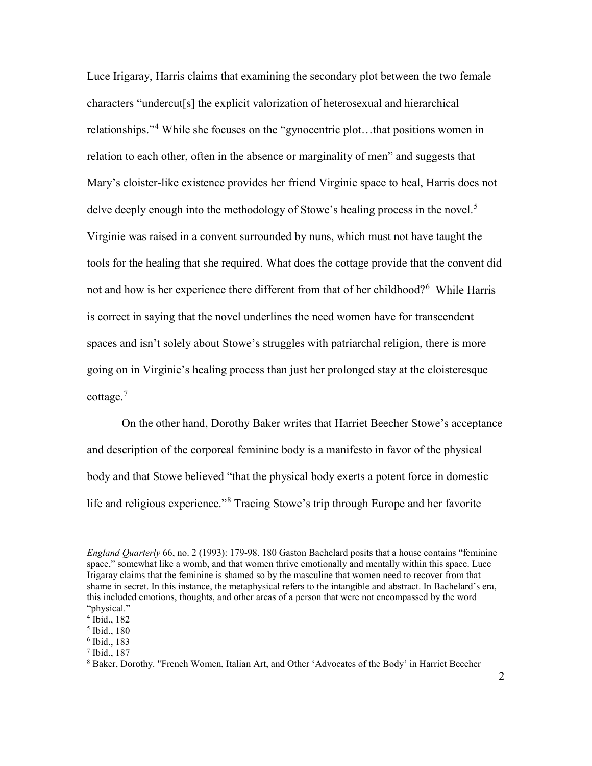Luce Irigaray, Harris claims that examining the secondary plot between the two female characters "undercut[s] the explicit valorization of heterosexual and hierarchical relationships."[4] While she focuses on the "gynocentric plot…that positions women in relation to each other, often in the absence or marginality of men" and suggests that Mary's cloister-like existence provides her friend Virginie space to heal, Harris does not delve deeply enough into the methodology of Stowe's healing process in the novel.[5] Virginie was raised in a convent surrounded by nuns, which must not have taught the tools for the healing that she required. What does the cottage provide that the convent did not and how is her experience there different from that of her childhood?[6] While Harris is correct in saying that the novel underlines the need women have for transcendent spaces and isn't solely about Stowe's struggles with patriarchal religion, there is more going on in Virginie's healing process than just her prolonged stay at the cloisteresque cottage.[7]

On the other hand, Dorothy Baker writes that Harriet Beecher Stowe's acceptance and description of the corporeal feminine body is a manifesto in favor of the physical body and that Stowe believed "that the physical body exerts a potent force in domestic life and religious experience."[8] Tracing Stowe's trip through Europe and her favorite

---

*England Quarterly* 66, no. 2 (1993): 179-98. 180 Gaston Bachelard posits that a house contains "feminine space," somewhat like a womb, and that women thrive emotionally and mentally within this space. Luce Irigaray claims that the feminine is shamed so by the masculine that women need to recover from that shame in secret. In this instance, the metaphysical refers to the intangible and abstract. In Bachelard's era, this included emotions, thoughts, and other areas of a person that were not encompassed by the word "physical."

[4] Ibid., 182

[5] Ibid., 180

[6] Ibid., 183

[7] Ibid., 187

[8] Baker, Dorothy. "French Women, Italian Art, and Other 'Advocates of the Body' in Harriet Beecher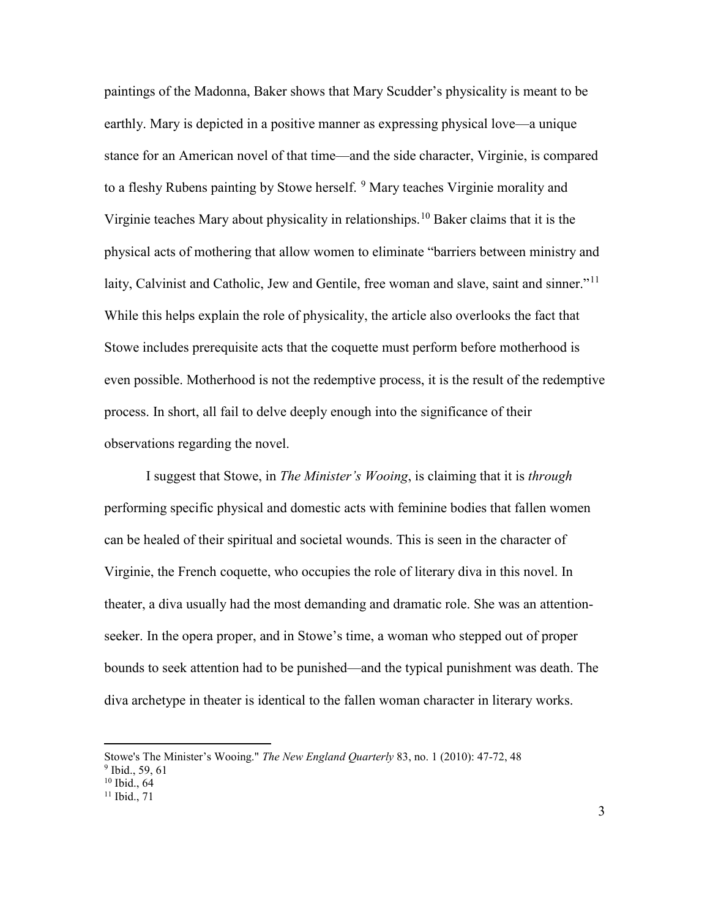paintings of the Madonna, Baker shows that Mary Scudder's physicality is meant to be earthly. Mary is depicted in a positive manner as expressing physical love—a unique stance for an American novel of that time—and the side character, Virginie, is compared to a fleshy Rubens painting by Stowe herself. [9] Mary teaches Virginie morality and Virginie teaches Mary about physicality in relationships.[10] Baker claims that it is the physical acts of mothering that allow women to eliminate "barriers between ministry and laity, Calvinist and Catholic, Jew and Gentile, free woman and slave, saint and sinner."[11] While this helps explain the role of physicality, the article also overlooks the fact that Stowe includes prerequisite acts that the coquette must perform before motherhood is even possible. Motherhood is not the redemptive process, it is the result of the redemptive process. In short, all fail to delve deeply enough into the significance of their observations regarding the novel.

I suggest that Stowe, in *The Minister's Wooing*, is claiming that it is *through* performing specific physical and domestic acts with feminine bodies that fallen women can be healed of their spiritual and societal wounds. This is seen in the character of Virginie, the French coquette, who occupies the role of literary diva in this novel. In theater, a diva usually had the most demanding and dramatic role. She was an attention-seeker. In the opera proper, and in Stowe's time, a woman who stepped out of proper bounds to seek attention had to be punished—and the typical punishment was death. The diva archetype in theater is identical to the fallen woman character in literary works.

---

Stowe's The Minister's Wooing." *The New England Quarterly* 83, no. 1 (2010): 47-72, 48

[9] Ibid., 59, 61

[10] Ibid., 64

[11] Ibid., 71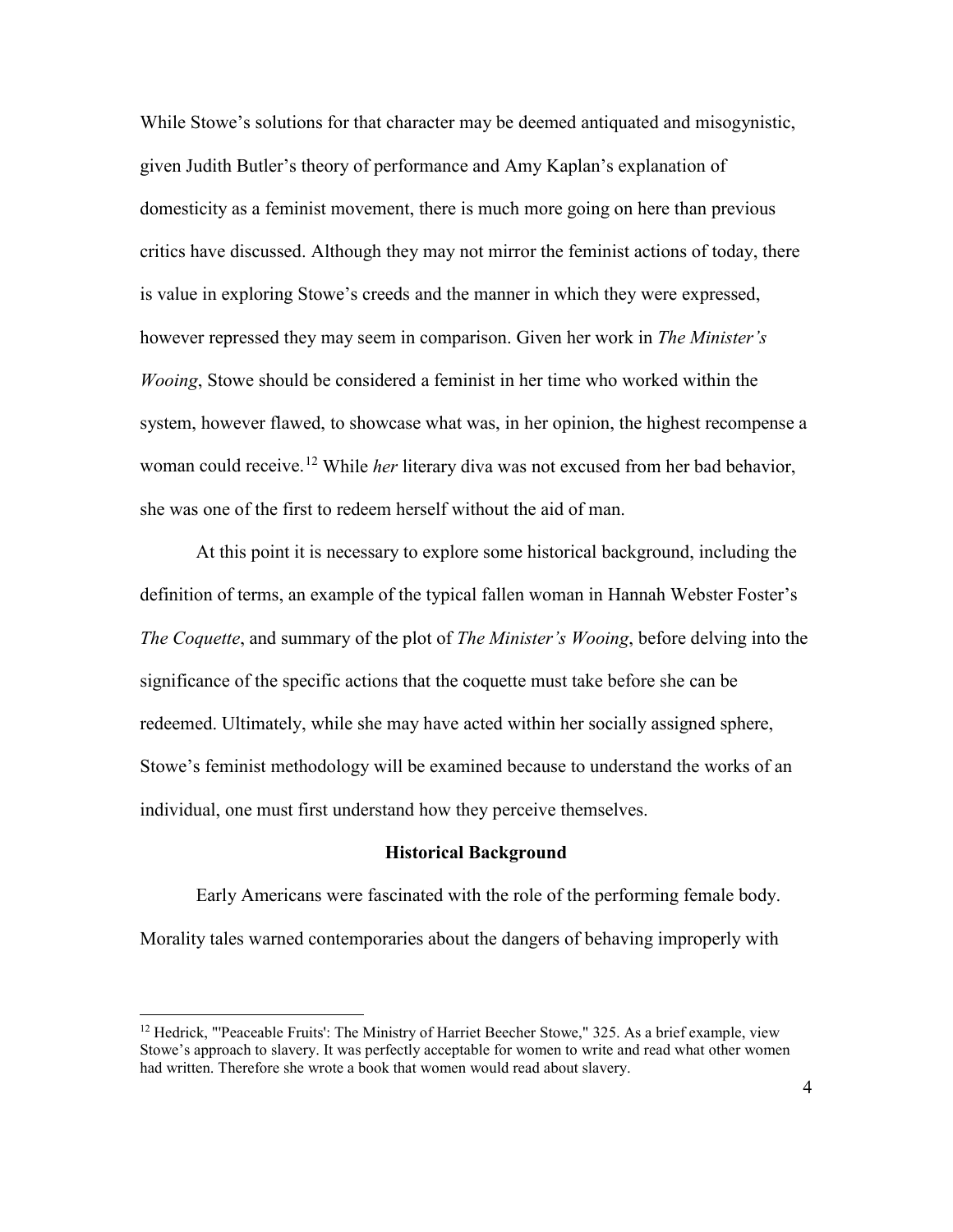While Stowe's solutions for that character may be deemed antiquated and misogynistic, given Judith Butler's theory of performance and Amy Kaplan's explanation of domesticity as a feminist movement, there is much more going on here than previous critics have discussed. Although they may not mirror the feminist actions of today, there is value in exploring Stowe's creeds and the manner in which they were expressed, however repressed they may seem in comparison. Given her work in *The Minister's Wooing*, Stowe should be considered a feminist in her time who worked within the system, however flawed, to showcase what was, in her opinion, the highest recompense a woman could receive.[12] While *her* literary diva was not excused from her bad behavior, she was one of the first to redeem herself without the aid of man.

At this point it is necessary to explore some historical background, including the definition of terms, an example of the typical fallen woman in Hannah Webster Foster's *The Coquette*, and summary of the plot of *The Minister's Wooing*, before delving into the significance of the specific actions that the coquette must take before she can be redeemed. Ultimately, while she may have acted within her socially assigned sphere, Stowe's feminist methodology will be examined because to understand the works of an individual, one must first understand how they perceive themselves.

## Historical Background

Early Americans were fascinated with the role of the performing female body. Morality tales warned contemporaries about the dangers of behaving improperly with

---

[12] Hedrick, "'Peaceable Fruits': The Ministry of Harriet Beecher Stowe," 325. As a brief example, view Stowe's approach to slavery. It was perfectly acceptable for women to write and read what other women had written. Therefore she wrote a book that women would read about slavery.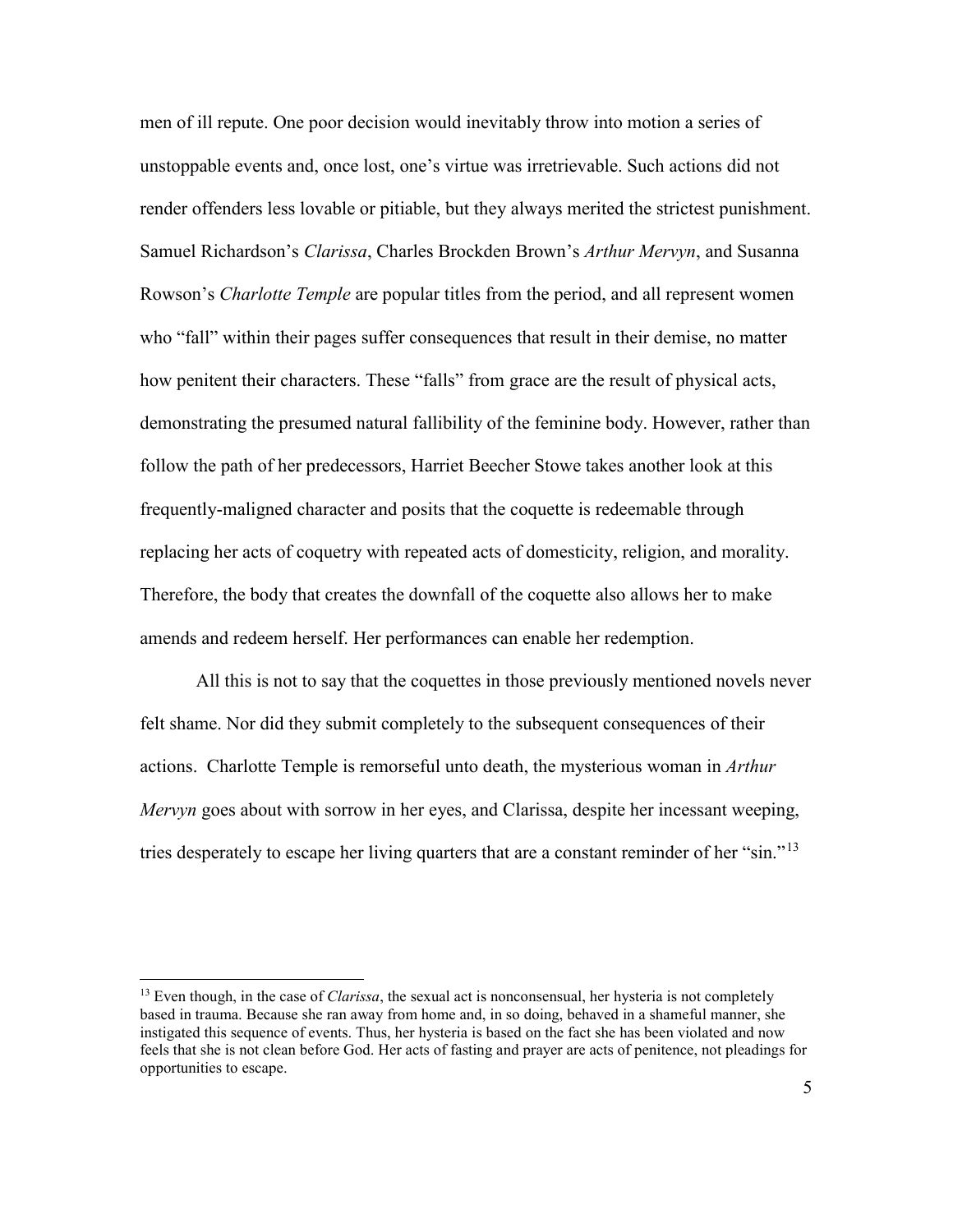men of ill repute. One poor decision would inevitably throw into motion a series of unstoppable events and, once lost, one's virtue was irretrievable. Such actions did not render offenders less lovable or pitiable, but they always merited the strictest punishment. Samuel Richardson's *Clarissa*, Charles Brockden Brown's *Arthur Mervyn*, and Susanna Rowson's *Charlotte Temple* are popular titles from the period, and all represent women who "fall" within their pages suffer consequences that result in their demise, no matter how penitent their characters. These "falls" from grace are the result of physical acts, demonstrating the presumed natural fallibility of the feminine body. However, rather than follow the path of her predecessors, Harriet Beecher Stowe takes another look at this frequently-maligned character and posits that the coquette is redeemable through replacing her acts of coquetry with repeated acts of domesticity, religion, and morality. Therefore, the body that creates the downfall of the coquette also allows her to make amends and redeem herself. Her performances can enable her redemption.

All this is not to say that the coquettes in those previously mentioned novels never felt shame. Nor did they submit completely to the subsequent consequences of their actions. Charlotte Temple is remorseful unto death, the mysterious woman in *Arthur Mervyn* goes about with sorrow in her eyes, and Clarissa, despite her incessant weeping, tries desperately to escape her living quarters that are a constant reminder of her "sin."[13]

---

[13] Even though, in the case of *Clarissa*, the sexual act is nonconsensual, her hysteria is not completely based in trauma. Because she ran away from home and, in so doing, behaved in a shameful manner, she instigated this sequence of events. Thus, her hysteria is based on the fact she has been violated and now feels that she is not clean before God. Her acts of fasting and prayer are acts of penitence, not pleadings for opportunities to escape.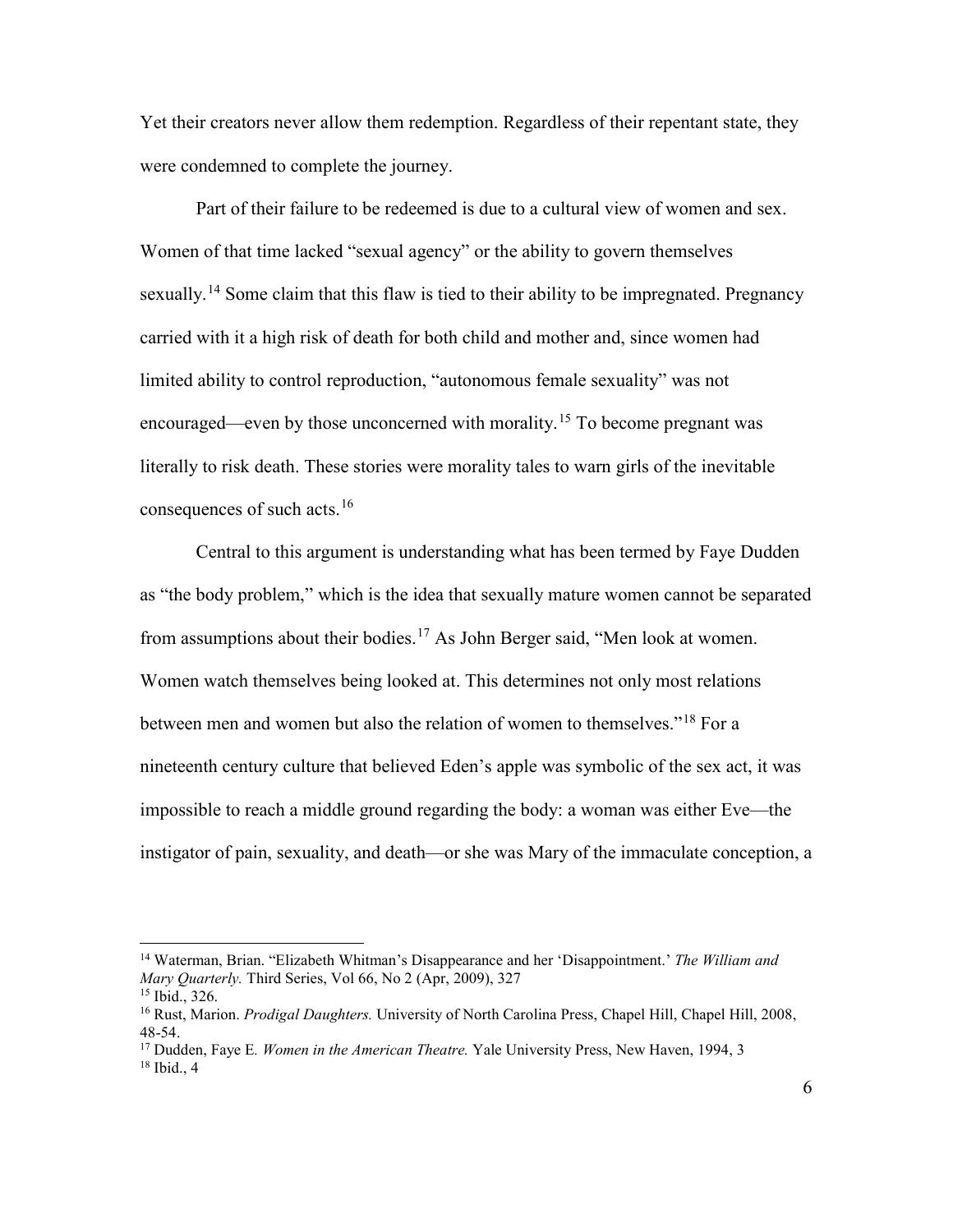Yet their creators never allow them redemption. Regardless of their repentant state, they were condemned to complete the journey.

Part of their failure to be redeemed is due to a cultural view of women and sex. Women of that time lacked "sexual agency" or the ability to govern themselves sexually.[14] Some claim that this flaw is tied to their ability to be impregnated. Pregnancy carried with it a high risk of death for both child and mother and, since women had limited ability to control reproduction, "autonomous female sexuality" was not encouraged—even by those unconcerned with morality.[15] To become pregnant was literally to risk death. These stories were morality tales to warn girls of the inevitable consequences of such acts.[16]

Central to this argument is understanding what has been termed by Faye Dudden as "the body problem," which is the idea that sexually mature women cannot be separated from assumptions about their bodies.[17] As John Berger said, "Men look at women. Women watch themselves being looked at. This determines not only most relations between men and women but also the relation of women to themselves."[18] For a nineteenth century culture that believed Eden's apple was symbolic of the sex act, it was impossible to reach a middle ground regarding the body: a woman was either Eve—the instigator of pain, sexuality, and death—or she was Mary of the immaculate conception, a

---

[14] Waterman, Brian. "Elizabeth Whitman's Disappearance and her 'Disappointment.' *The William and Mary Quarterly.* Third Series, Vol 66, No 2 (Apr, 2009), 327

[15] Ibid., 326.

[16] Rust, Marion. *Prodigal Daughters.* University of North Carolina Press, Chapel Hill, Chapel Hill, 2008, 48-54.

[17] Dudden, Faye E. *Women in the American Theatre.* Yale University Press, New Haven, 1994, 3

[18] Ibid., 4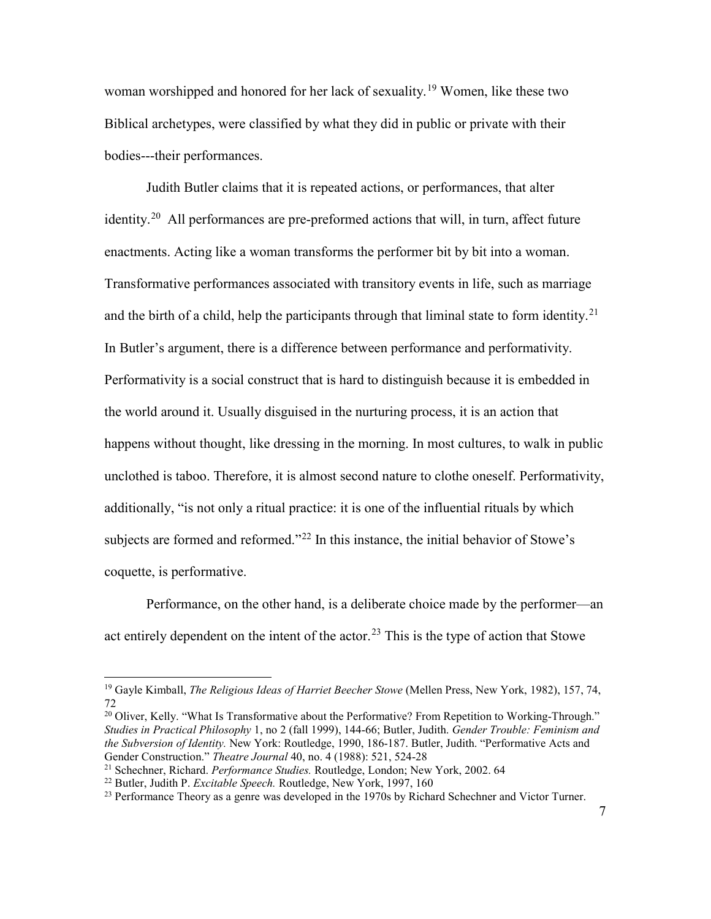woman worshipped and honored for her lack of sexuality.[19] Women, like these two Biblical archetypes, were classified by what they did in public or private with their bodies---their performances.

Judith Butler claims that it is repeated actions, or performances, that alter identity.[20] All performances are pre-preformed actions that will, in turn, affect future enactments. Acting like a woman transforms the performer bit by bit into a woman. Transformative performances associated with transitory events in life, such as marriage and the birth of a child, help the participants through that liminal state to form identity.[21] In Butler's argument, there is a difference between performance and performativity. Performativity is a social construct that is hard to distinguish because it is embedded in the world around it. Usually disguised in the nurturing process, it is an action that happens without thought, like dressing in the morning. In most cultures, to walk in public unclothed is taboo. Therefore, it is almost second nature to clothe oneself. Performativity, additionally, "is not only a ritual practice: it is one of the influential rituals by which subjects are formed and reformed."[22] In this instance, the initial behavior of Stowe's coquette, is performative.

Performance, on the other hand, is a deliberate choice made by the performer—an act entirely dependent on the intent of the actor.[23] This is the type of action that Stowe

---

[19] Gayle Kimball, *The Religious Ideas of Harriet Beecher Stowe* (Mellen Press, New York, 1982), 157, 74, 72

[20] Oliver, Kelly. "What Is Transformative about the Performative? From Repetition to Working-Through." *Studies in Practical Philosophy* 1, no 2 (fall 1999), 144-66; Butler, Judith. *Gender Trouble: Feminism and the Subversion of Identity.* New York: Routledge, 1990, 186-187. Butler, Judith. "Performative Acts and Gender Construction." *Theatre Journal* 40, no. 4 (1988): 521, 524-28

[21] Schechner, Richard. *Performance Studies.* Routledge, London; New York, 2002. 64

[22] Butler, Judith P. *Excitable Speech.* Routledge, New York, 1997, 160

[23] Performance Theory as a genre was developed in the 1970s by Richard Schechner and Victor Turner.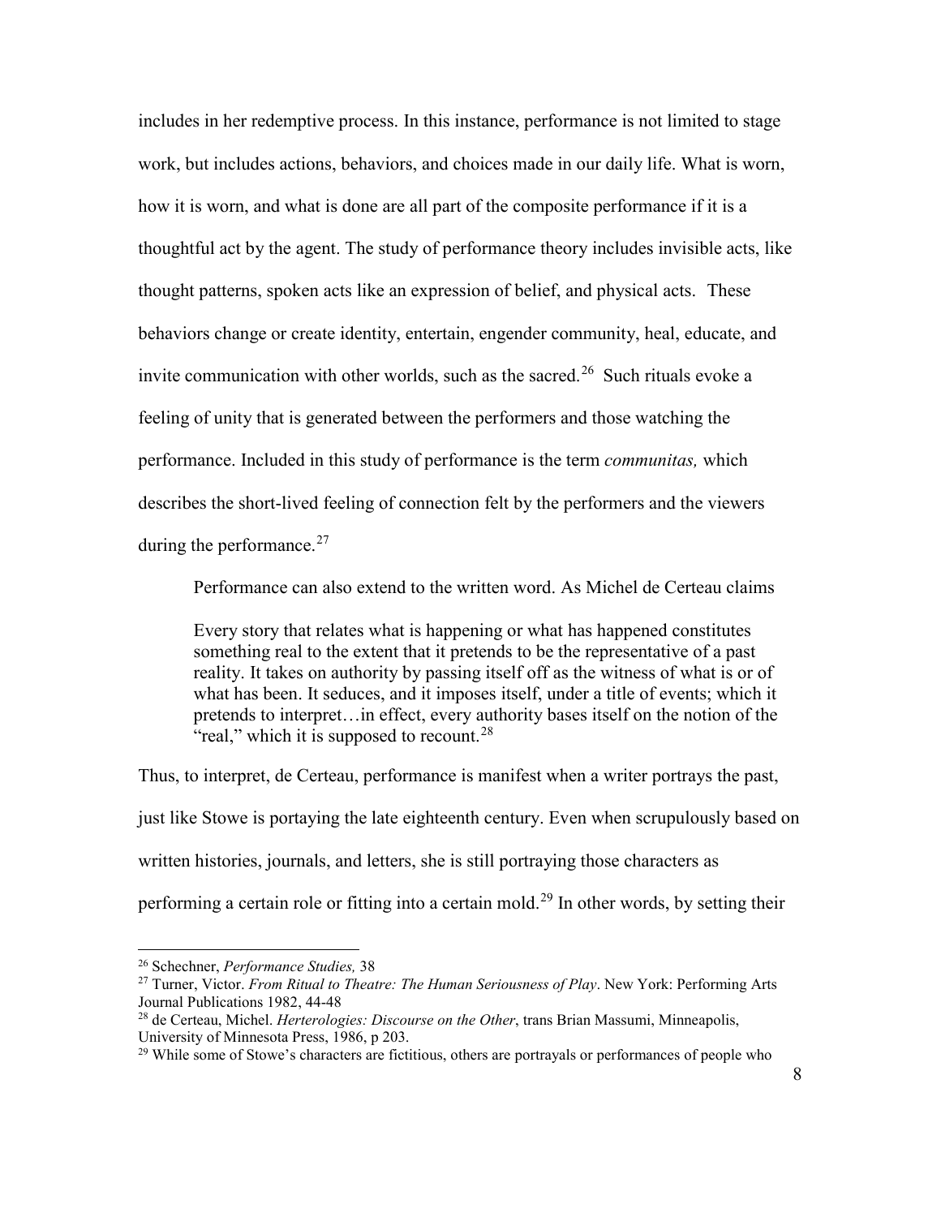includes in her redemptive process. In this instance, performance is not limited to stage work, but includes actions, behaviors, and choices made in our daily life. What is worn, how it is worn, and what is done are all part of the composite performance if it is a thoughtful act by the agent. The study of performance theory includes invisible acts, like thought patterns, spoken acts like an expression of belief, and physical acts. These behaviors change or create identity, entertain, engender community, heal, educate, and invite communication with other worlds, such as the sacred.[26] Such rituals evoke a feeling of unity that is generated between the performers and those watching the performance. Included in this study of performance is the term *communitas,* which describes the short-lived feeling of connection felt by the performers and the viewers during the performance.[27]

Performance can also extend to the written word. As Michel de Certeau claims

> Every story that relates what is happening or what has happened constitutes something real to the extent that it pretends to be the representative of a past reality. It takes on authority by passing itself off as the witness of what is or of what has been. It seduces, and it imposes itself, under a title of events; which it pretends to interpret…in effect, every authority bases itself on the notion of the "real," which it is supposed to recount.[28]

Thus, to interpret, de Certeau, performance is manifest when a writer portrays the past, just like Stowe is portaying the late eighteenth century. Even when scrupulously based on written histories, journals, and letters, she is still portraying those characters as performing a certain role or fitting into a certain mold.[29] In other words, by setting their

---

[26] Schechner, *Performance Studies,* 38

[27] Turner, Victor. *From Ritual to Theatre: The Human Seriousness of Play*. New York: Performing Arts Journal Publications 1982, 44-48

[28] de Certeau, Michel. *Herterologies: Discourse on the Other*, trans Brian Massumi, Minneapolis, University of Minnesota Press, 1986, p 203.

[29] While some of Stowe's characters are fictitious, others are portrayals or performances of people who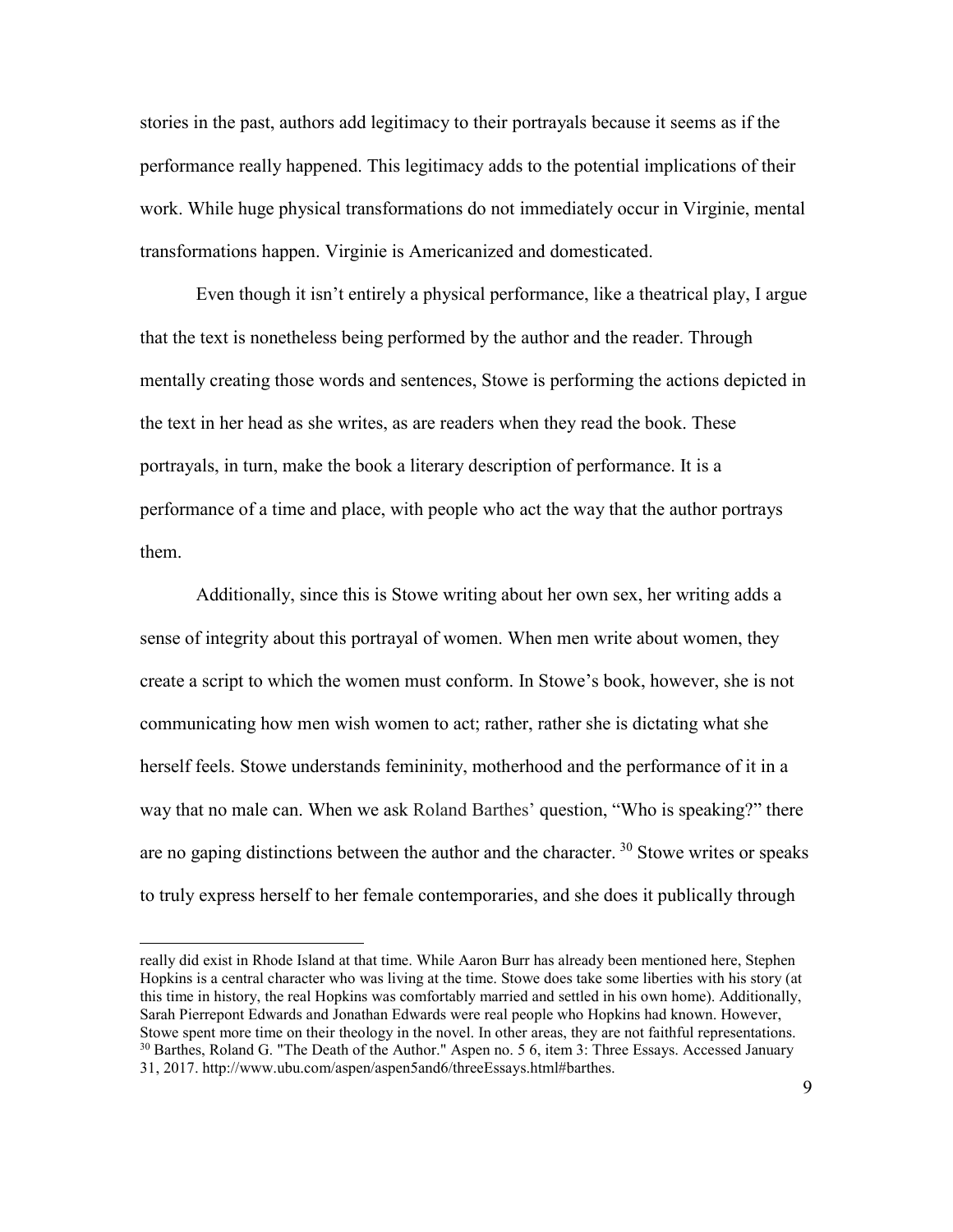stories in the past, authors add legitimacy to their portrayals because it seems as if the performance really happened. This legitimacy adds to the potential implications of their work. While huge physical transformations do not immediately occur in Virginie, mental transformations happen. Virginie is Americanized and domesticated.

Even though it isn't entirely a physical performance, like a theatrical play, I argue that the text is nonetheless being performed by the author and the reader. Through mentally creating those words and sentences, Stowe is performing the actions depicted in the text in her head as she writes, as are readers when they read the book. These portrayals, in turn, make the book a literary description of performance. It is a performance of a time and place, with people who act the way that the author portrays them.

Additionally, since this is Stowe writing about her own sex, her writing adds a sense of integrity about this portrayal of women. When men write about women, they create a script to which the women must conform. In Stowe's book, however, she is not communicating how men wish women to act; rather, rather she is dictating what she herself feels. Stowe understands femininity, motherhood and the performance of it in a way that no male can. When we ask Roland Barthes' question, "Who is speaking?" there are no gaping distinctions between the author and the character. [30] Stowe writes or speaks to truly express herself to her female contemporaries, and she does it publically through

---

really did exist in Rhode Island at that time. While Aaron Burr has already been mentioned here, Stephen Hopkins is a central character who was living at the time. Stowe does take some liberties with his story (at this time in history, the real Hopkins was comfortably married and settled in his own home). Additionally, Sarah Pierrepont Edwards and Jonathan Edwards were real people who Hopkins had known. However, Stowe spent more time on their theology in the novel. In other areas, they are not faithful representations.

[30] Barthes, Roland G. "The Death of the Author." Aspen no. 5 6, item 3: Three Essays. Accessed January 31, 2017. http://www.ubu.com/aspen/aspen5and6/threeEssays.html#barthes.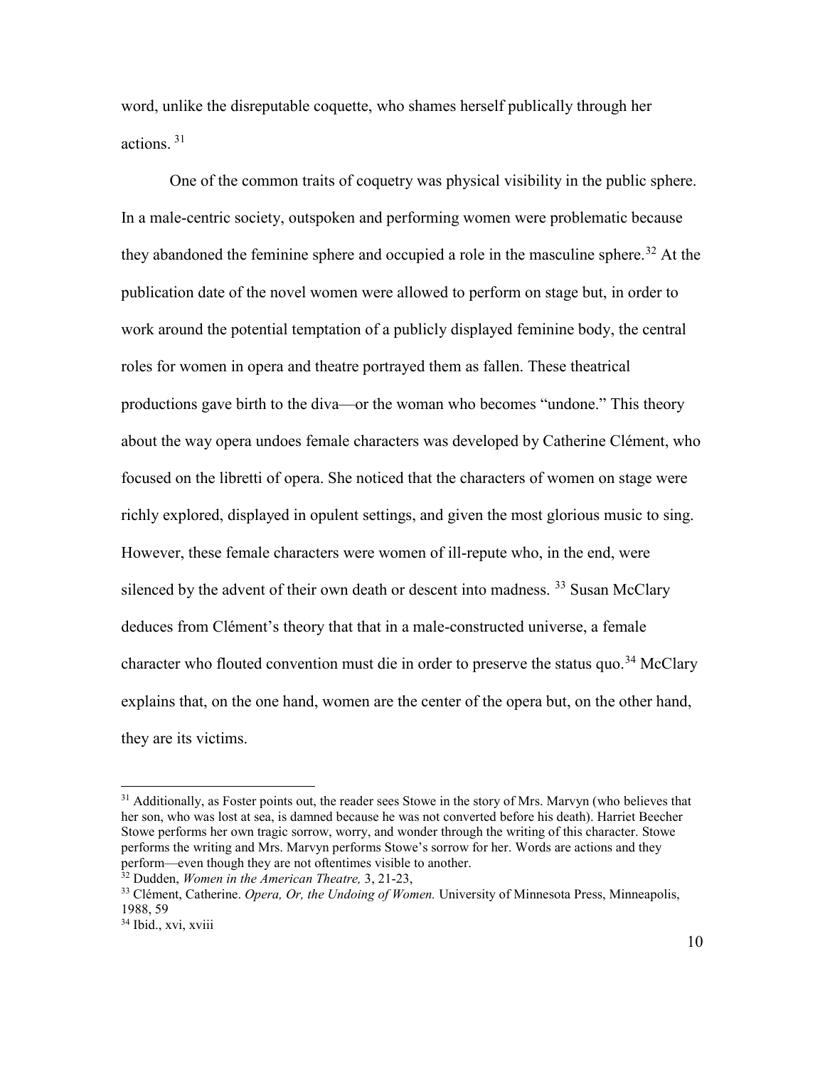word, unlike the disreputable coquette, who shames herself publically through her actions. [31]

One of the common traits of coquetry was physical visibility in the public sphere. In a male-centric society, outspoken and performing women were problematic because they abandoned the feminine sphere and occupied a role in the masculine sphere.[32] At the publication date of the novel women were allowed to perform on stage but, in order to work around the potential temptation of a publicly displayed feminine body, the central roles for women in opera and theatre portrayed them as fallen. These theatrical productions gave birth to the diva—or the woman who becomes "undone." This theory about the way opera undoes female characters was developed by Catherine Clément, who focused on the libretti of opera. She noticed that the characters of women on stage were richly explored, displayed in opulent settings, and given the most glorious music to sing. However, these female characters were women of ill-repute who, in the end, were silenced by the advent of their own death or descent into madness. [33] Susan McClary deduces from Clément's theory that that in a male-constructed universe, a female character who flouted convention must die in order to preserve the status quo.[34] McClary explains that, on the one hand, women are the center of the opera but, on the other hand, they are its victims.

---

[31] Additionally, as Foster points out, the reader sees Stowe in the story of Mrs. Marvyn (who believes that her son, who was lost at sea, is damned because he was not converted before his death). Harriet Beecher Stowe performs her own tragic sorrow, worry, and wonder through the writing of this character. Stowe performs the writing and Mrs. Marvyn performs Stowe's sorrow for her. Words are actions and they perform—even though they are not oftentimes visible to another.

[32] Dudden, *Women in the American Theatre,* 3, 21-23,

[33] Clément, Catherine. *Opera, Or, the Undoing of Women.* University of Minnesota Press, Minneapolis, 1988, 59

[34] Ibid., xvi, xviii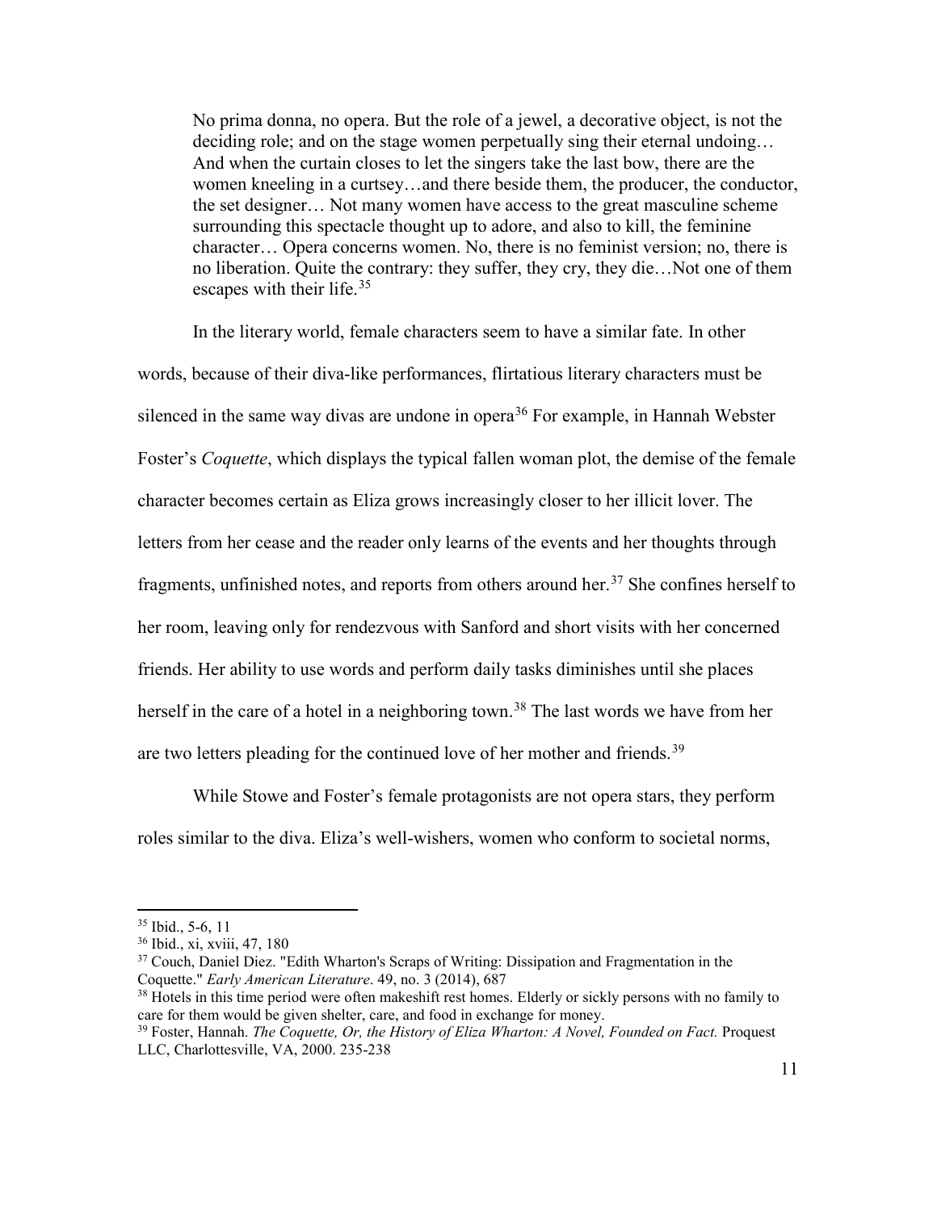> No prima donna, no opera. But the role of a jewel, a decorative object, is not the deciding role; and on the stage women perpetually sing their eternal undoing… And when the curtain closes to let the singers take the last bow, there are the women kneeling in a curtsey…and there beside them, the producer, the conductor, the set designer… Not many women have access to the great masculine scheme surrounding this spectacle thought up to adore, and also to kill, the feminine character… Opera concerns women. No, there is no feminist version; no, there is no liberation. Quite the contrary: they suffer, they cry, they die…Not one of them escapes with their life.[35]

In the literary world, female characters seem to have a similar fate. In other words, because of their diva-like performances, flirtatious literary characters must be silenced in the same way divas are undone in opera[36] For example, in Hannah Webster Foster's *Coquette*, which displays the typical fallen woman plot, the demise of the female character becomes certain as Eliza grows increasingly closer to her illicit lover. The letters from her cease and the reader only learns of the events and her thoughts through fragments, unfinished notes, and reports from others around her.[37] She confines herself to her room, leaving only for rendezvous with Sanford and short visits with her concerned friends. Her ability to use words and perform daily tasks diminishes until she places herself in the care of a hotel in a neighboring town.[38] The last words we have from her are two letters pleading for the continued love of her mother and friends.[39]

While Stowe and Foster's female protagonists are not opera stars, they perform roles similar to the diva. Eliza's well-wishers, women who conform to societal norms,

---

[35] Ibid., 5-6, 11

[36] Ibid., xi, xviii, 47, 180

[37] Couch, Daniel Diez. "Edith Wharton's Scraps of Writing: Dissipation and Fragmentation in the Coquette." *Early American Literature*. 49, no. 3 (2014), 687

[38] Hotels in this time period were often makeshift rest homes. Elderly or sickly persons with no family to care for them would be given shelter, care, and food in exchange for money.

[39] Foster, Hannah. *The Coquette, Or, the History of Eliza Wharton: A Novel, Founded on Fact.* Proquest LLC, Charlottesville, VA, 2000. 235-238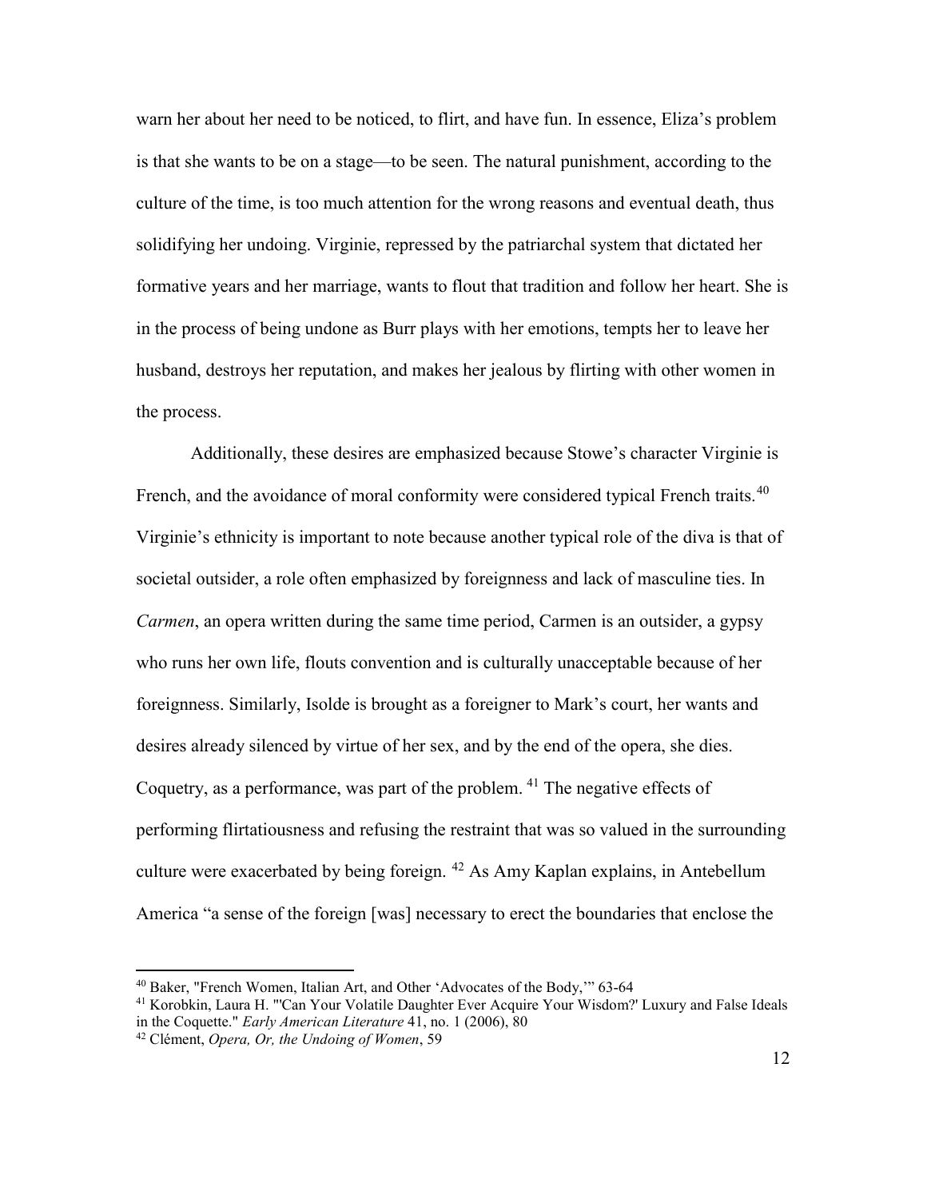warn her about her need to be noticed, to flirt, and have fun. In essence, Eliza's problem is that she wants to be on a stage—to be seen. The natural punishment, according to the culture of the time, is too much attention for the wrong reasons and eventual death, thus solidifying her undoing. Virginie, repressed by the patriarchal system that dictated her formative years and her marriage, wants to flout that tradition and follow her heart. She is in the process of being undone as Burr plays with her emotions, tempts her to leave her husband, destroys her reputation, and makes her jealous by flirting with other women in the process.

Additionally, these desires are emphasized because Stowe's character Virginie is French, and the avoidance of moral conformity were considered typical French traits.[40] Virginie's ethnicity is important to note because another typical role of the diva is that of societal outsider, a role often emphasized by foreignness and lack of masculine ties. In *Carmen*, an opera written during the same time period, Carmen is an outsider, a gypsy who runs her own life, flouts convention and is culturally unacceptable because of her foreignness. Similarly, Isolde is brought as a foreigner to Mark's court, her wants and desires already silenced by virtue of her sex, and by the end of the opera, she dies. Coquetry, as a performance, was part of the problem. [41] The negative effects of performing flirtatiousness and refusing the restraint that was so valued in the surrounding culture were exacerbated by being foreign. [42] As Amy Kaplan explains, in Antebellum America "a sense of the foreign [was] necessary to erect the boundaries that enclose the

---

[40] Baker, "French Women, Italian Art, and Other 'Advocates of the Body,'" 63-64

[41] Korobkin, Laura H. "'Can Your Volatile Daughter Ever Acquire Your Wisdom?' Luxury and False Ideals in the Coquette." *Early American Literature* 41, no. 1 (2006), 80

[42] Clément, *Opera, Or, the Undoing of Women*, 59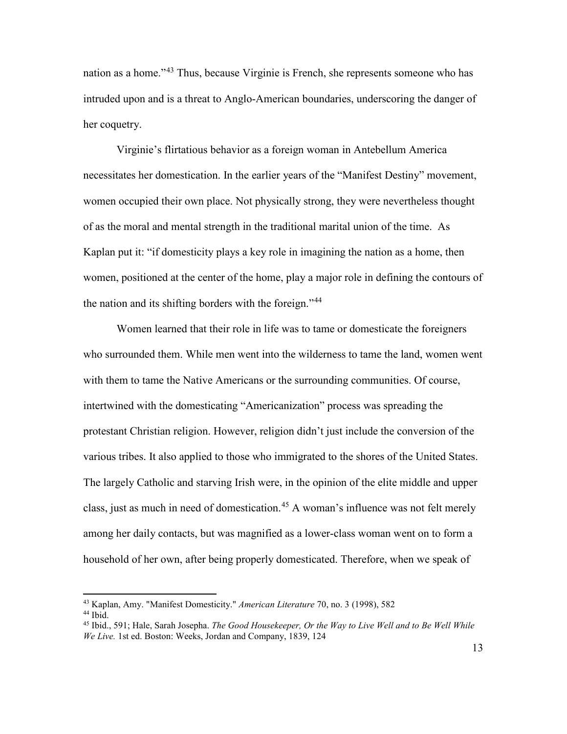nation as a home."[43] Thus, because Virginie is French, she represents someone who has intruded upon and is a threat to Anglo-American boundaries, underscoring the danger of her coquetry.

Virginie's flirtatious behavior as a foreign woman in Antebellum America necessitates her domestication. In the earlier years of the "Manifest Destiny" movement, women occupied their own place. Not physically strong, they were nevertheless thought of as the moral and mental strength in the traditional marital union of the time. As Kaplan put it: "if domesticity plays a key role in imagining the nation as a home, then women, positioned at the center of the home, play a major role in defining the contours of the nation and its shifting borders with the foreign."[44]

Women learned that their role in life was to tame or domesticate the foreigners who surrounded them. While men went into the wilderness to tame the land, women went with them to tame the Native Americans or the surrounding communities. Of course, intertwined with the domesticating "Americanization" process was spreading the protestant Christian religion. However, religion didn't just include the conversion of the various tribes. It also applied to those who immigrated to the shores of the United States. The largely Catholic and starving Irish were, in the opinion of the elite middle and upper class, just as much in need of domestication.[45] A woman's influence was not felt merely among her daily contacts, but was magnified as a lower-class woman went on to form a household of her own, after being properly domesticated. Therefore, when we speak of

---

[43] Kaplan, Amy. "Manifest Domesticity." *American Literature* 70, no. 3 (1998), 582

[44] Ibid.

[45] Ibid., 591; Hale, Sarah Josepha. *The Good Housekeeper, Or the Way to Live Well and to Be Well While We Live.* 1st ed. Boston: Weeks, Jordan and Company, 1839, 124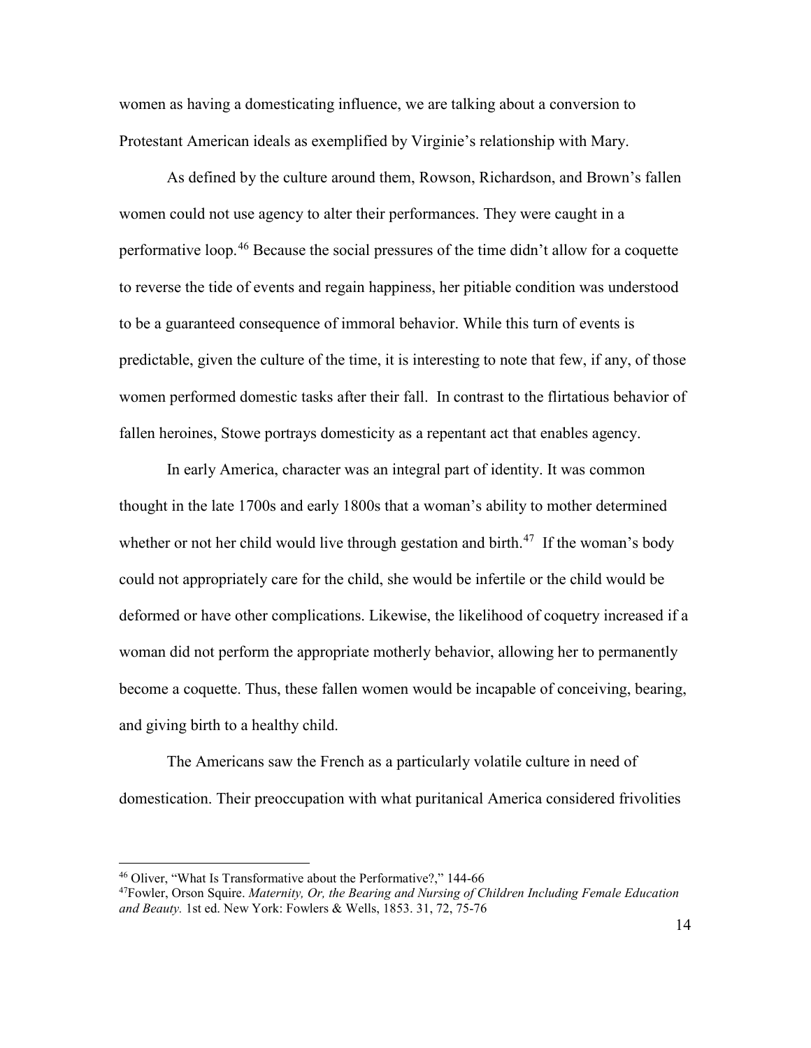women as having a domesticating influence, we are talking about a conversion to Protestant American ideals as exemplified by Virginie's relationship with Mary.

As defined by the culture around them, Rowson, Richardson, and Brown's fallen women could not use agency to alter their performances. They were caught in a performative loop.[46] Because the social pressures of the time didn't allow for a coquette to reverse the tide of events and regain happiness, her pitiable condition was understood to be a guaranteed consequence of immoral behavior. While this turn of events is predictable, given the culture of the time, it is interesting to note that few, if any, of those women performed domestic tasks after their fall. In contrast to the flirtatious behavior of fallen heroines, Stowe portrays domesticity as a repentant act that enables agency.

In early America, character was an integral part of identity. It was common thought in the late 1700s and early 1800s that a woman's ability to mother determined whether or not her child would live through gestation and birth.[47] If the woman's body could not appropriately care for the child, she would be infertile or the child would be deformed or have other complications. Likewise, the likelihood of coquetry increased if a woman did not perform the appropriate motherly behavior, allowing her to permanently become a coquette. Thus, these fallen women would be incapable of conceiving, bearing, and giving birth to a healthy child.

The Americans saw the French as a particularly volatile culture in need of domestication. Their preoccupation with what puritanical America considered frivolities

---

[46] Oliver, "What Is Transformative about the Performative?," 144-66

[47] Fowler, Orson Squire. *Maternity, Or, the Bearing and Nursing of Children Including Female Education and Beauty.* 1st ed. New York: Fowlers & Wells, 1853. 31, 72, 75-76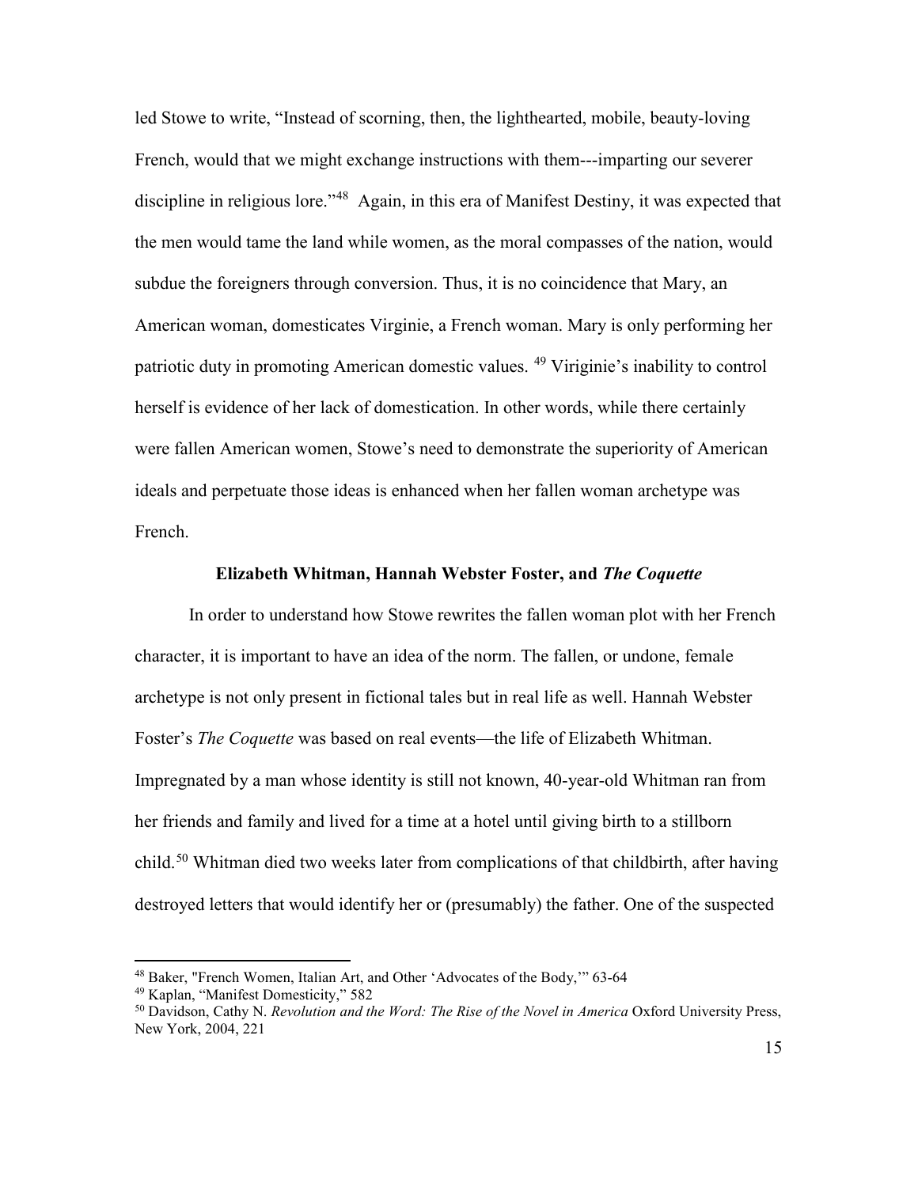led Stowe to write, "Instead of scorning, then, the lighthearted, mobile, beauty-loving French, would that we might exchange instructions with them---imparting our severer discipline in religious lore."[48] Again, in this era of Manifest Destiny, it was expected that the men would tame the land while women, as the moral compasses of the nation, would subdue the foreigners through conversion. Thus, it is no coincidence that Mary, an American woman, domesticates Virginie, a French woman. Mary is only performing her patriotic duty in promoting American domestic values. [49] Viriginie's inability to control herself is evidence of her lack of domestication. In other words, while there certainly were fallen American women, Stowe's need to demonstrate the superiority of American ideals and perpetuate those ideas is enhanced when her fallen woman archetype was French.

## Elizabeth Whitman, Hannah Webster Foster, and *The Coquette*

In order to understand how Stowe rewrites the fallen woman plot with her French character, it is important to have an idea of the norm. The fallen, or undone, female archetype is not only present in fictional tales but in real life as well. Hannah Webster Foster's *The Coquette* was based on real events—the life of Elizabeth Whitman. Impregnated by a man whose identity is still not known, 40-year-old Whitman ran from her friends and family and lived for a time at a hotel until giving birth to a stillborn child.[50] Whitman died two weeks later from complications of that childbirth, after having destroyed letters that would identify her or (presumably) the father. One of the suspected

---

[48] Baker, "French Women, Italian Art, and Other 'Advocates of the Body,'" 63-64

[49] Kaplan, "Manifest Domesticity," 582

[50] Davidson, Cathy N. *Revolution and the Word: The Rise of the Novel in America* Oxford University Press, New York, 2004, 221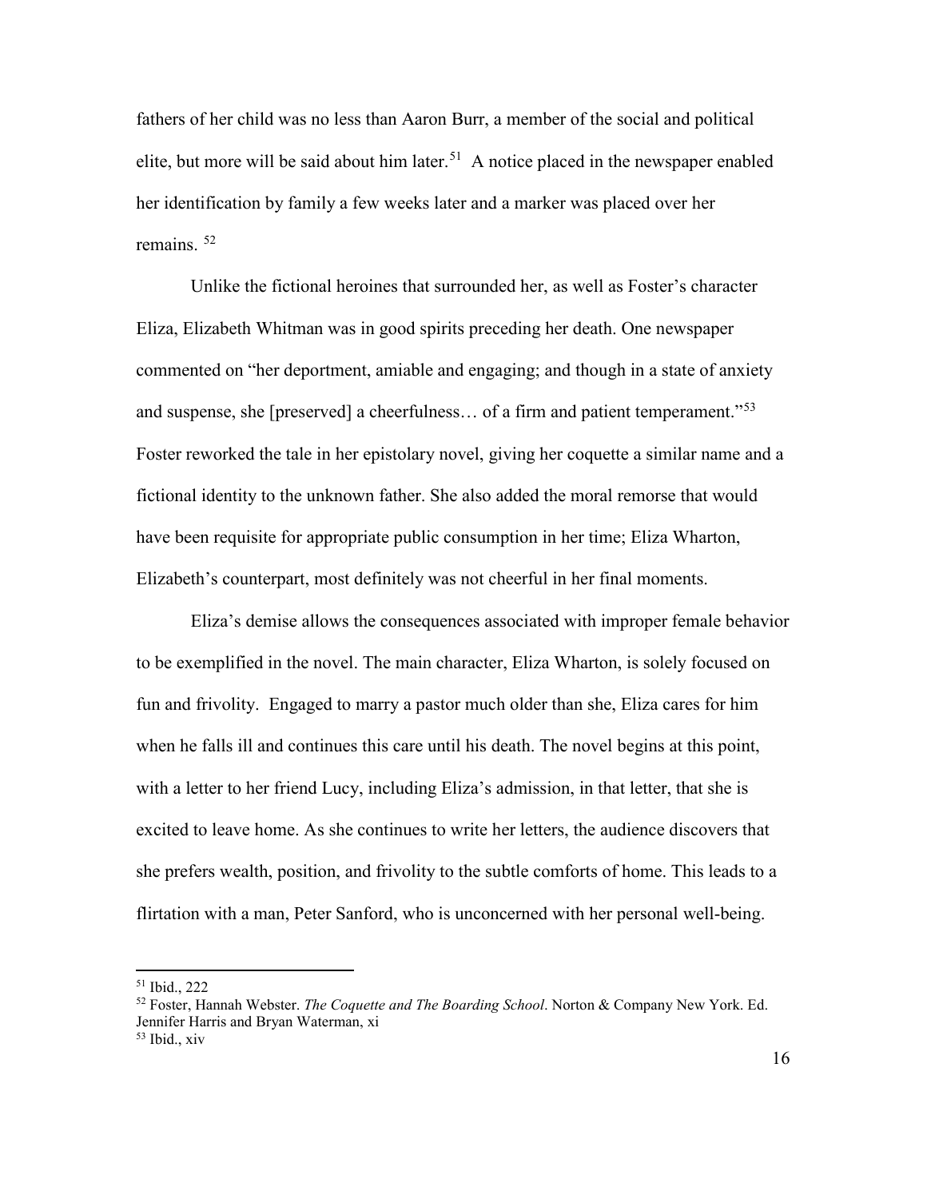fathers of her child was no less than Aaron Burr, a member of the social and political elite, but more will be said about him later.[51] A notice placed in the newspaper enabled her identification by family a few weeks later and a marker was placed over her remains. [52]

Unlike the fictional heroines that surrounded her, as well as Foster's character Eliza, Elizabeth Whitman was in good spirits preceding her death. One newspaper commented on "her deportment, amiable and engaging; and though in a state of anxiety and suspense, she [preserved] a cheerfulness… of a firm and patient temperament."[53] Foster reworked the tale in her epistolary novel, giving her coquette a similar name and a fictional identity to the unknown father. She also added the moral remorse that would have been requisite for appropriate public consumption in her time; Eliza Wharton, Elizabeth's counterpart, most definitely was not cheerful in her final moments.

Eliza's demise allows the consequences associated with improper female behavior to be exemplified in the novel. The main character, Eliza Wharton, is solely focused on fun and frivolity. Engaged to marry a pastor much older than she, Eliza cares for him when he falls ill and continues this care until his death. The novel begins at this point, with a letter to her friend Lucy, including Eliza's admission, in that letter, that she is excited to leave home. As she continues to write her letters, the audience discovers that she prefers wealth, position, and frivolity to the subtle comforts of home. This leads to a flirtation with a man, Peter Sanford, who is unconcerned with her personal well-being.

---

[51] Ibid., 222

[52] Foster, Hannah Webster. *The Coquette and The Boarding School*. Norton & Company New York. Ed. Jennifer Harris and Bryan Waterman, xi

[53] Ibid., xiv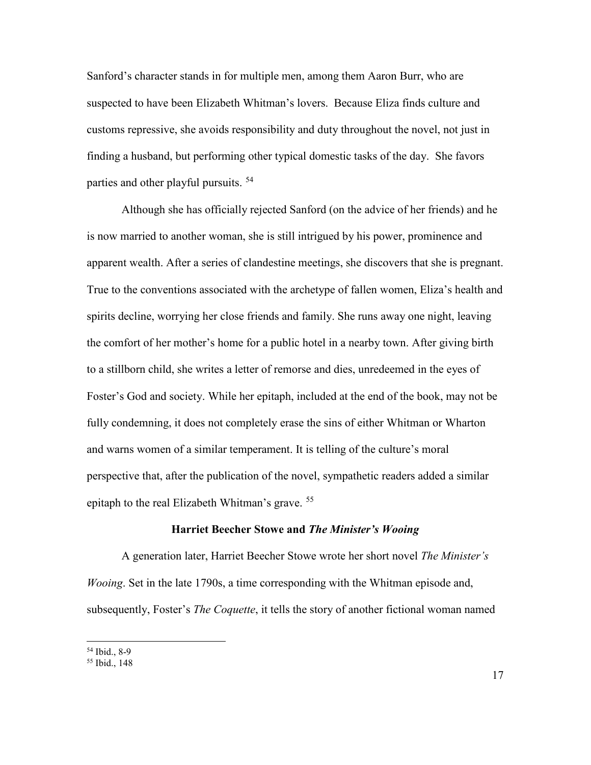Sanford's character stands in for multiple men, among them Aaron Burr, who are suspected to have been Elizabeth Whitman's lovers. Because Eliza finds culture and customs repressive, she avoids responsibility and duty throughout the novel, not just in finding a husband, but performing other typical domestic tasks of the day. She favors parties and other playful pursuits. [54]

Although she has officially rejected Sanford (on the advice of her friends) and he is now married to another woman, she is still intrigued by his power, prominence and apparent wealth. After a series of clandestine meetings, she discovers that she is pregnant. True to the conventions associated with the archetype of fallen women, Eliza's health and spirits decline, worrying her close friends and family. She runs away one night, leaving the comfort of her mother's home for a public hotel in a nearby town. After giving birth to a stillborn child, she writes a letter of remorse and dies, unredeemed in the eyes of Foster's God and society. While her epitaph, included at the end of the book, may not be fully condemning, it does not completely erase the sins of either Whitman or Wharton and warns women of a similar temperament. It is telling of the culture's moral perspective that, after the publication of the novel, sympathetic readers added a similar epitaph to the real Elizabeth Whitman's grave. [55]

### Harriet Beecher Stowe and *The Minister's Wooing*

A generation later, Harriet Beecher Stowe wrote her short novel *The Minister's Wooing*. Set in the late 1790s, a time corresponding with the Whitman episode and, subsequently, Foster's *The Coquette*, it tells the story of another fictional woman named

---

[54] Ibid., 8-9

[55] Ibid., 148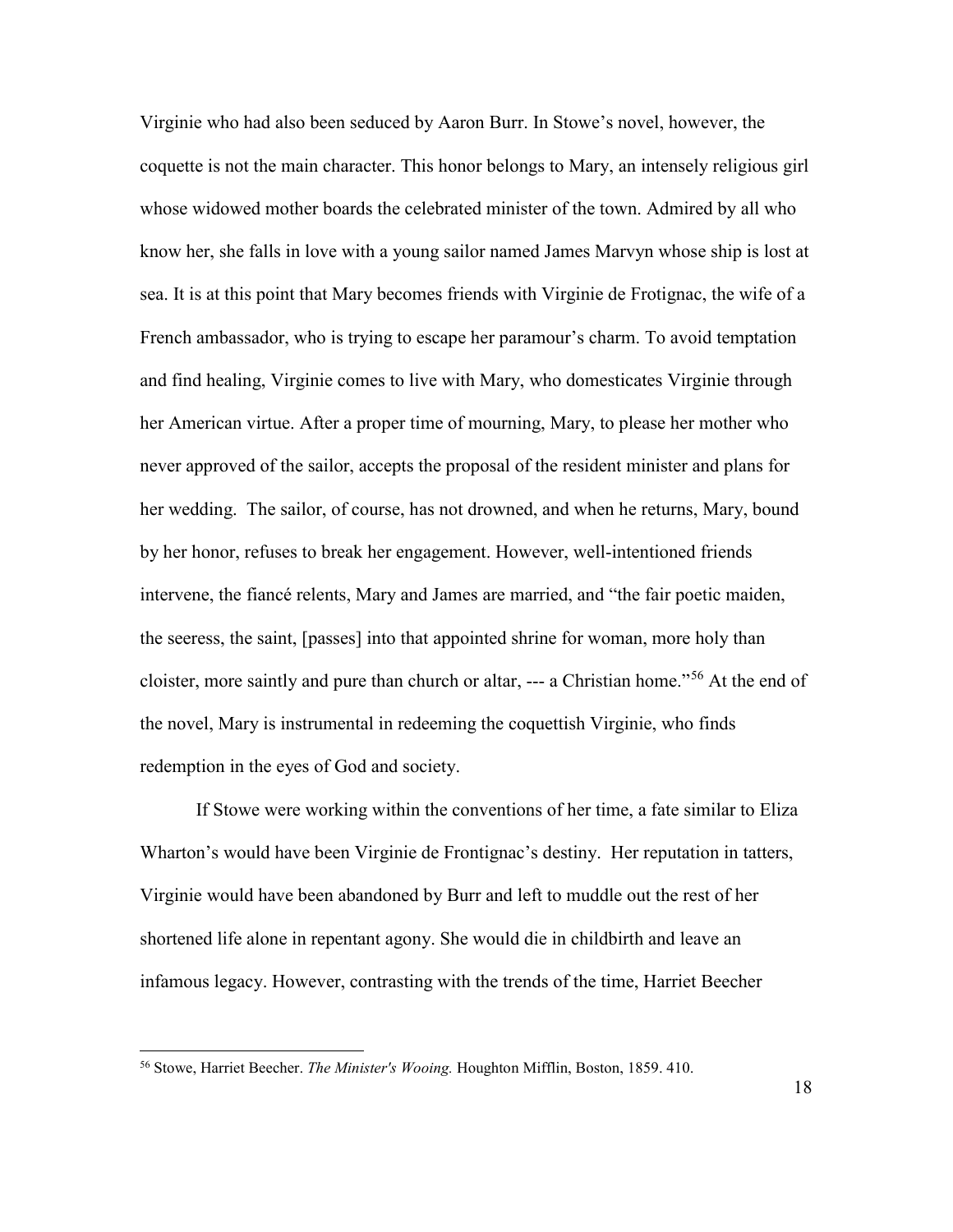Virginie who had also been seduced by Aaron Burr. In Stowe's novel, however, the coquette is not the main character. This honor belongs to Mary, an intensely religious girl whose widowed mother boards the celebrated minister of the town. Admired by all who know her, she falls in love with a young sailor named James Marvyn whose ship is lost at sea. It is at this point that Mary becomes friends with Virginie de Frotignac, the wife of a French ambassador, who is trying to escape her paramour's charm. To avoid temptation and find healing, Virginie comes to live with Mary, who domesticates Virginie through her American virtue. After a proper time of mourning, Mary, to please her mother who never approved of the sailor, accepts the proposal of the resident minister and plans for her wedding. The sailor, of course, has not drowned, and when he returns, Mary, bound by her honor, refuses to break her engagement. However, well-intentioned friends intervene, the fiancé relents, Mary and James are married, and "the fair poetic maiden, the seeress, the saint, [passes] into that appointed shrine for woman, more holy than cloister, more saintly and pure than church or altar, --- a Christian home."[56] At the end of the novel, Mary is instrumental in redeeming the coquettish Virginie, who finds redemption in the eyes of God and society.

If Stowe were working within the conventions of her time, a fate similar to Eliza Wharton's would have been Virginie de Frontignac's destiny. Her reputation in tatters, Virginie would have been abandoned by Burr and left to muddle out the rest of her shortened life alone in repentant agony. She would die in childbirth and leave an infamous legacy. However, contrasting with the trends of the time, Harriet Beecher

[56] Stowe, Harriet Beecher. *The Minister's Wooing.* Houghton Mifflin, Boston, 1859. 410.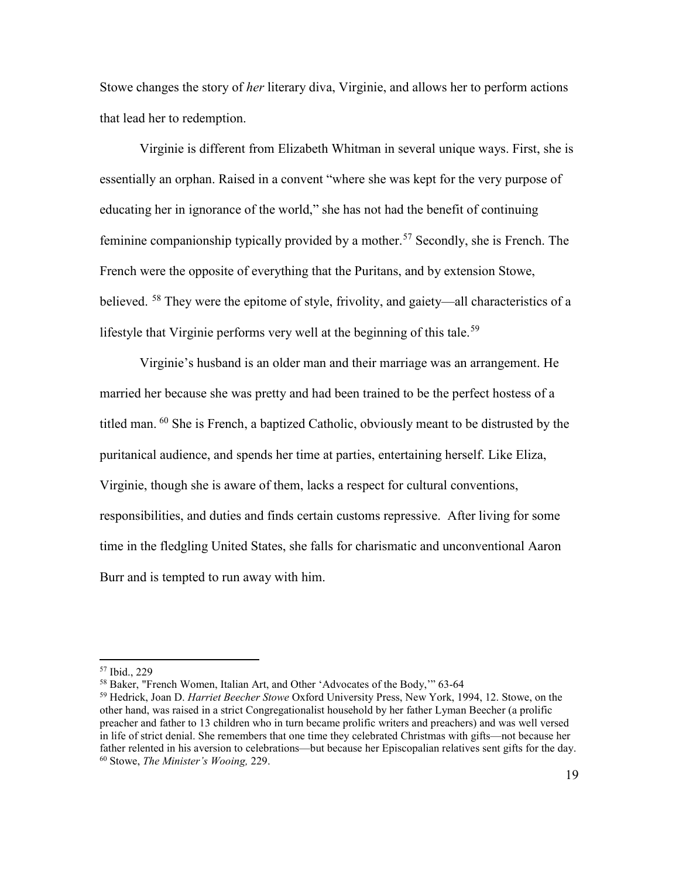Stowe changes the story of *her* literary diva, Virginie, and allows her to perform actions that lead her to redemption.

Virginie is different from Elizabeth Whitman in several unique ways. First, she is essentially an orphan. Raised in a convent "where she was kept for the very purpose of educating her in ignorance of the world," she has not had the benefit of continuing feminine companionship typically provided by a mother.[57] Secondly, she is French. The French were the opposite of everything that the Puritans, and by extension Stowe, believed. [58] They were the epitome of style, frivolity, and gaiety—all characteristics of a lifestyle that Virginie performs very well at the beginning of this tale.[59]

Virginie's husband is an older man and their marriage was an arrangement. He married her because she was pretty and had been trained to be the perfect hostess of a titled man. [60] She is French, a baptized Catholic, obviously meant to be distrusted by the puritanical audience, and spends her time at parties, entertaining herself. Like Eliza, Virginie, though she is aware of them, lacks a respect for cultural conventions, responsibilities, and duties and finds certain customs repressive. After living for some time in the fledgling United States, she falls for charismatic and unconventional Aaron Burr and is tempted to run away with him.

---

[57] Ibid., 229

[58] Baker, "French Women, Italian Art, and Other 'Advocates of the Body,'" 63-64

[59] Hedrick, Joan D. *Harriet Beecher Stowe* Oxford University Press, New York, 1994, 12. Stowe, on the other hand, was raised in a strict Congregationalist household by her father Lyman Beecher (a prolific preacher and father to 13 children who in turn became prolific writers and preachers) and was well versed in life of strict denial. She remembers that one time they celebrated Christmas with gifts—not because her father relented in his aversion to celebrations—but because her Episcopalian relatives sent gifts for the day.

[60] Stowe, *The Minister's Wooing,* 229.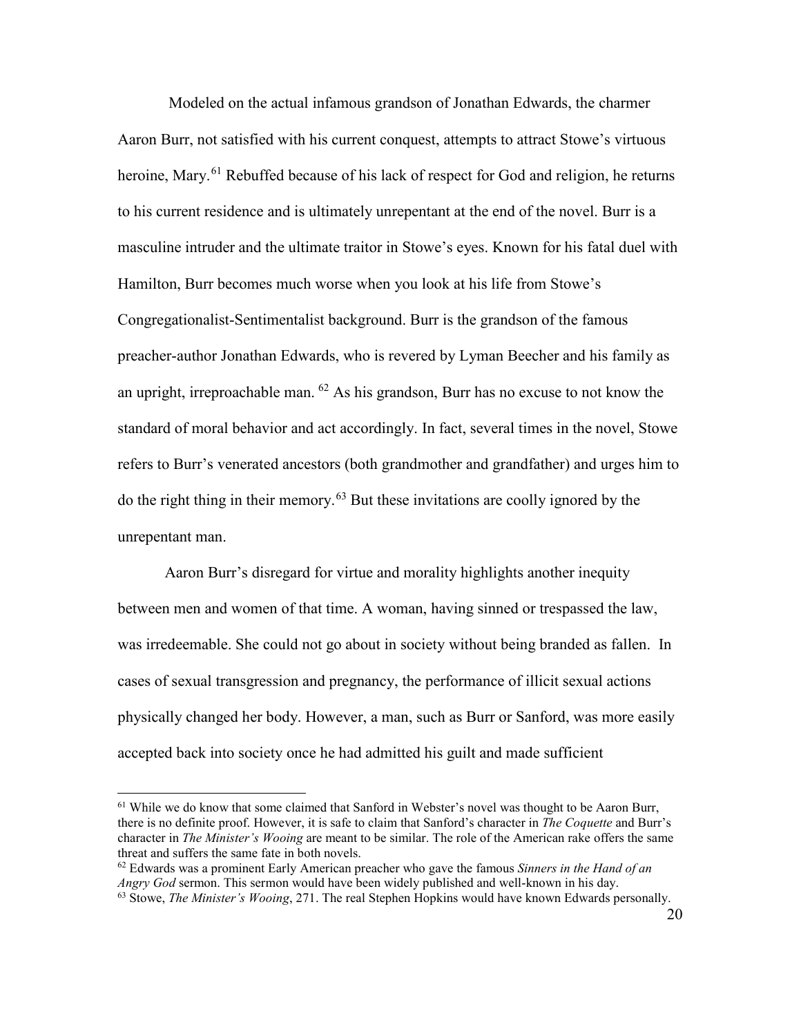Modeled on the actual infamous grandson of Jonathan Edwards, the charmer Aaron Burr, not satisfied with his current conquest, attempts to attract Stowe's virtuous heroine, Mary.[61] Rebuffed because of his lack of respect for God and religion, he returns to his current residence and is ultimately unrepentant at the end of the novel. Burr is a masculine intruder and the ultimate traitor in Stowe's eyes. Known for his fatal duel with Hamilton, Burr becomes much worse when you look at his life from Stowe's Congregationalist-Sentimentalist background. Burr is the grandson of the famous preacher-author Jonathan Edwards, who is revered by Lyman Beecher and his family as an upright, irreproachable man. [62] As his grandson, Burr has no excuse to not know the standard of moral behavior and act accordingly. In fact, several times in the novel, Stowe refers to Burr's venerated ancestors (both grandmother and grandfather) and urges him to do the right thing in their memory.[63] But these invitations are coolly ignored by the unrepentant man.

Aaron Burr's disregard for virtue and morality highlights another inequity between men and women of that time. A woman, having sinned or trespassed the law, was irredeemable. She could not go about in society without being branded as fallen. In cases of sexual transgression and pregnancy, the performance of illicit sexual actions physically changed her body. However, a man, such as Burr or Sanford, was more easily accepted back into society once he had admitted his guilt and made sufficient

---

[61] While we do know that some claimed that Sanford in Webster's novel was thought to be Aaron Burr, there is no definite proof. However, it is safe to claim that Sanford's character in *The Coquette* and Burr's character in *The Minister's Wooing* are meant to be similar. The role of the American rake offers the same threat and suffers the same fate in both novels.

[62] Edwards was a prominent Early American preacher who gave the famous *Sinners in the Hand of an Angry God* sermon. This sermon would have been widely published and well-known in his day.

[63] Stowe, *The Minister's Wooing*, 271. The real Stephen Hopkins would have known Edwards personally.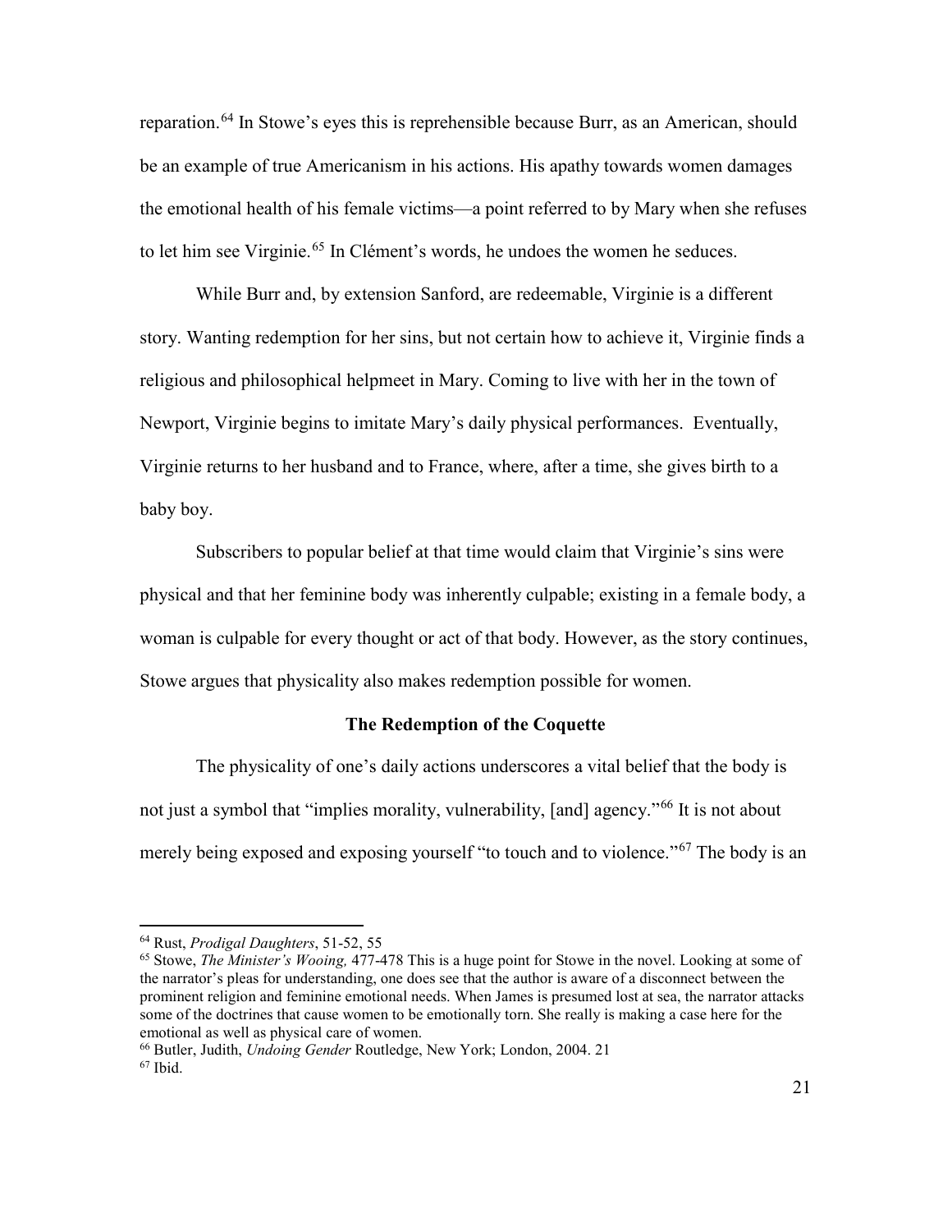reparation.[64] In Stowe's eyes this is reprehensible because Burr, as an American, should be an example of true Americanism in his actions. His apathy towards women damages the emotional health of his female victims—a point referred to by Mary when she refuses to let him see Virginie.[65] In Clément's words, he undoes the women he seduces.

While Burr and, by extension Sanford, are redeemable, Virginie is a different story. Wanting redemption for her sins, but not certain how to achieve it, Virginie finds a religious and philosophical helpmeet in Mary. Coming to live with her in the town of Newport, Virginie begins to imitate Mary's daily physical performances. Eventually, Virginie returns to her husband and to France, where, after a time, she gives birth to a baby boy.

Subscribers to popular belief at that time would claim that Virginie's sins were physical and that her feminine body was inherently culpable; existing in a female body, a woman is culpable for every thought or act of that body. However, as the story continues, Stowe argues that physicality also makes redemption possible for women.

### The Redemption of the Coquette

The physicality of one's daily actions underscores a vital belief that the body is not just a symbol that "implies morality, vulnerability, [and] agency."[66] It is not about merely being exposed and exposing yourself "to touch and to violence."[67] The body is an

---

[64] Rust, *Prodigal Daughters*, 51-52, 55

[65] Stowe, *The Minister's Wooing,* 477-478 This is a huge point for Stowe in the novel. Looking at some of the narrator's pleas for understanding, one does see that the author is aware of a disconnect between the prominent religion and feminine emotional needs. When James is presumed lost at sea, the narrator attacks some of the doctrines that cause women to be emotionally torn. She really is making a case here for the emotional as well as physical care of women.

[66] Butler, Judith, *Undoing Gender* Routledge, New York; London, 2004. 21

[67] Ibid.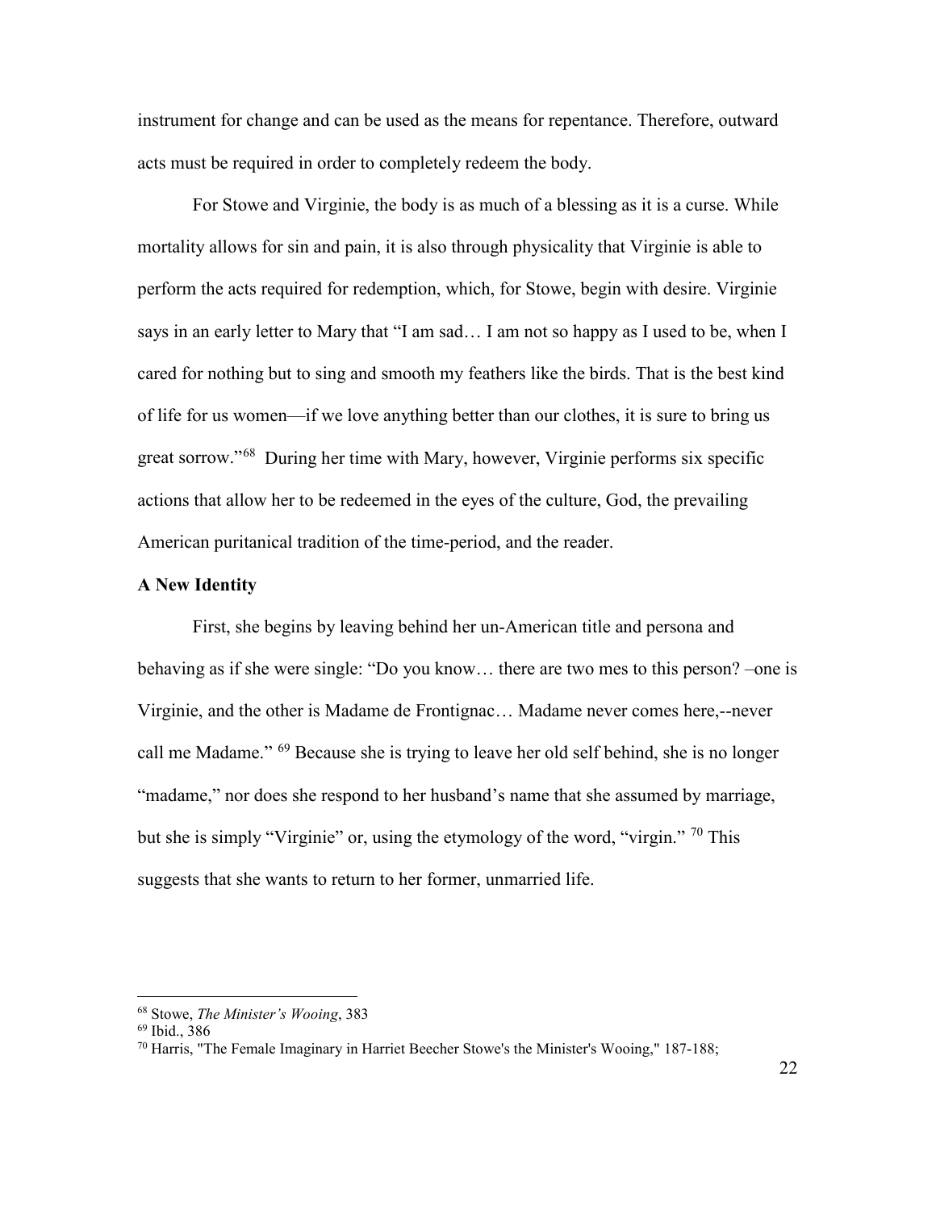instrument for change and can be used as the means for repentance. Therefore, outward acts must be required in order to completely redeem the body.

For Stowe and Virginie, the body is as much of a blessing as it is a curse. While mortality allows for sin and pain, it is also through physicality that Virginie is able to perform the acts required for redemption, which, for Stowe, begin with desire. Virginie says in an early letter to Mary that "I am sad… I am not so happy as I used to be, when I cared for nothing but to sing and smooth my feathers like the birds. That is the best kind of life for us women—if we love anything better than our clothes, it is sure to bring us great sorrow."[68] During her time with Mary, however, Virginie performs six specific actions that allow her to be redeemed in the eyes of the culture, God, the prevailing American puritanical tradition of the time-period, and the reader.

**A New Identity**

First, she begins by leaving behind her un-American title and persona and behaving as if she were single: "Do you know… there are two mes to this person? –one is Virginie, and the other is Madame de Frontignac… Madame never comes here,--never call me Madame." [69] Because she is trying to leave her old self behind, she is no longer "madame," nor does she respond to her husband's name that she assumed by marriage, but she is simply "Virginie" or, using the etymology of the word, "virgin." [70] This suggests that she wants to return to her former, unmarried life.

---

[68] Stowe, *The Minister's Wooing*, 383

[69] Ibid., 386

[70] Harris, "The Female Imaginary in Harriet Beecher Stowe's the Minister's Wooing," 187-188;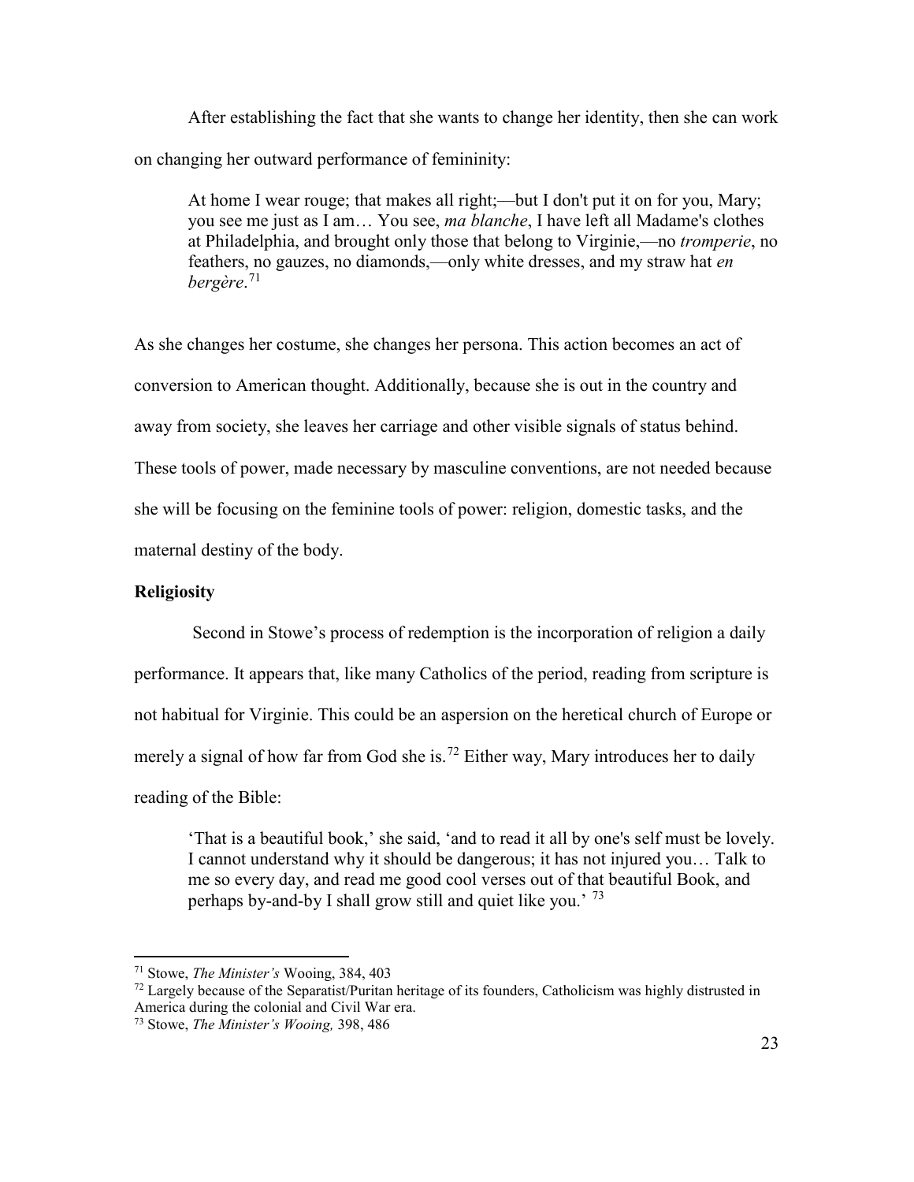After establishing the fact that she wants to change her identity, then she can work on changing her outward performance of femininity:

> At home I wear rouge; that makes all right;—but I don't put it on for you, Mary; you see me just as I am… You see, *ma blanche*, I have left all Madame's clothes at Philadelphia, and brought only those that belong to Virginie,—no *tromperie*, no feathers, no gauzes, no diamonds,—only white dresses, and my straw hat *en bergère*.[71]

As she changes her costume, she changes her persona. This action becomes an act of conversion to American thought. Additionally, because she is out in the country and away from society, she leaves her carriage and other visible signals of status behind. These tools of power, made necessary by masculine conventions, are not needed because she will be focusing on the feminine tools of power: religion, domestic tasks, and the maternal destiny of the body.

**Religiosity**

Second in Stowe's process of redemption is the incorporation of religion a daily performance. It appears that, like many Catholics of the period, reading from scripture is not habitual for Virginie. This could be an aspersion on the heretical church of Europe or merely a signal of how far from God she is.[72] Either way, Mary introduces her to daily reading of the Bible:

> 'That is a beautiful book,' she said, 'and to read it all by one's self must be lovely. I cannot understand why it should be dangerous; it has not injured you… Talk to me so every day, and read me good cool verses out of that beautiful Book, and perhaps by-and-by I shall grow still and quiet like you.' [73]

---

[71] Stowe, *The Minister's* Wooing, 384, 403

[72] Largely because of the Separatist/Puritan heritage of its founders, Catholicism was highly distrusted in America during the colonial and Civil War era.

[73] Stowe, *The Minister's Wooing,* 398, 486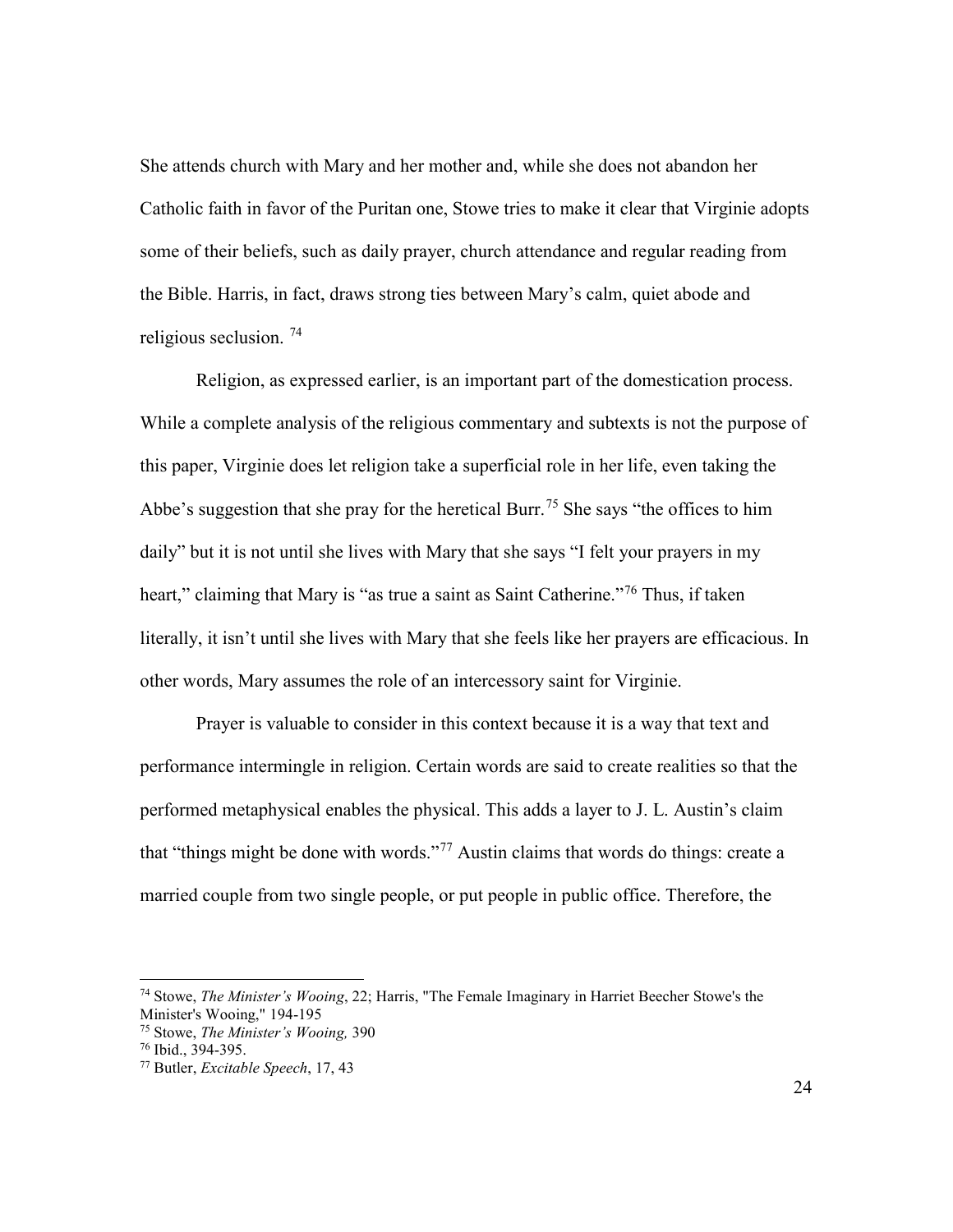She attends church with Mary and her mother and, while she does not abandon her Catholic faith in favor of the Puritan one, Stowe tries to make it clear that Virginie adopts some of their beliefs, such as daily prayer, church attendance and regular reading from the Bible. Harris, in fact, draws strong ties between Mary's calm, quiet abode and religious seclusion. [74]

Religion, as expressed earlier, is an important part of the domestication process. While a complete analysis of the religious commentary and subtexts is not the purpose of this paper, Virginie does let religion take a superficial role in her life, even taking the Abbe's suggestion that she pray for the heretical Burr.[75] She says "the offices to him daily" but it is not until she lives with Mary that she says "I felt your prayers in my heart," claiming that Mary is "as true a saint as Saint Catherine."[76] Thus, if taken literally, it isn't until she lives with Mary that she feels like her prayers are efficacious. In other words, Mary assumes the role of an intercessory saint for Virginie.

Prayer is valuable to consider in this context because it is a way that text and performance intermingle in religion. Certain words are said to create realities so that the performed metaphysical enables the physical. This adds a layer to J. L. Austin's claim that "things might be done with words."[77] Austin claims that words do things: create a married couple from two single people, or put people in public office. Therefore, the

---

[74] Stowe, *The Minister's Wooing*, 22; Harris, "The Female Imaginary in Harriet Beecher Stowe's the Minister's Wooing," 194-195

[75] Stowe, *The Minister's Wooing,* 390

[76] Ibid., 394-395.

[77] Butler, *Excitable Speech*, 17, 43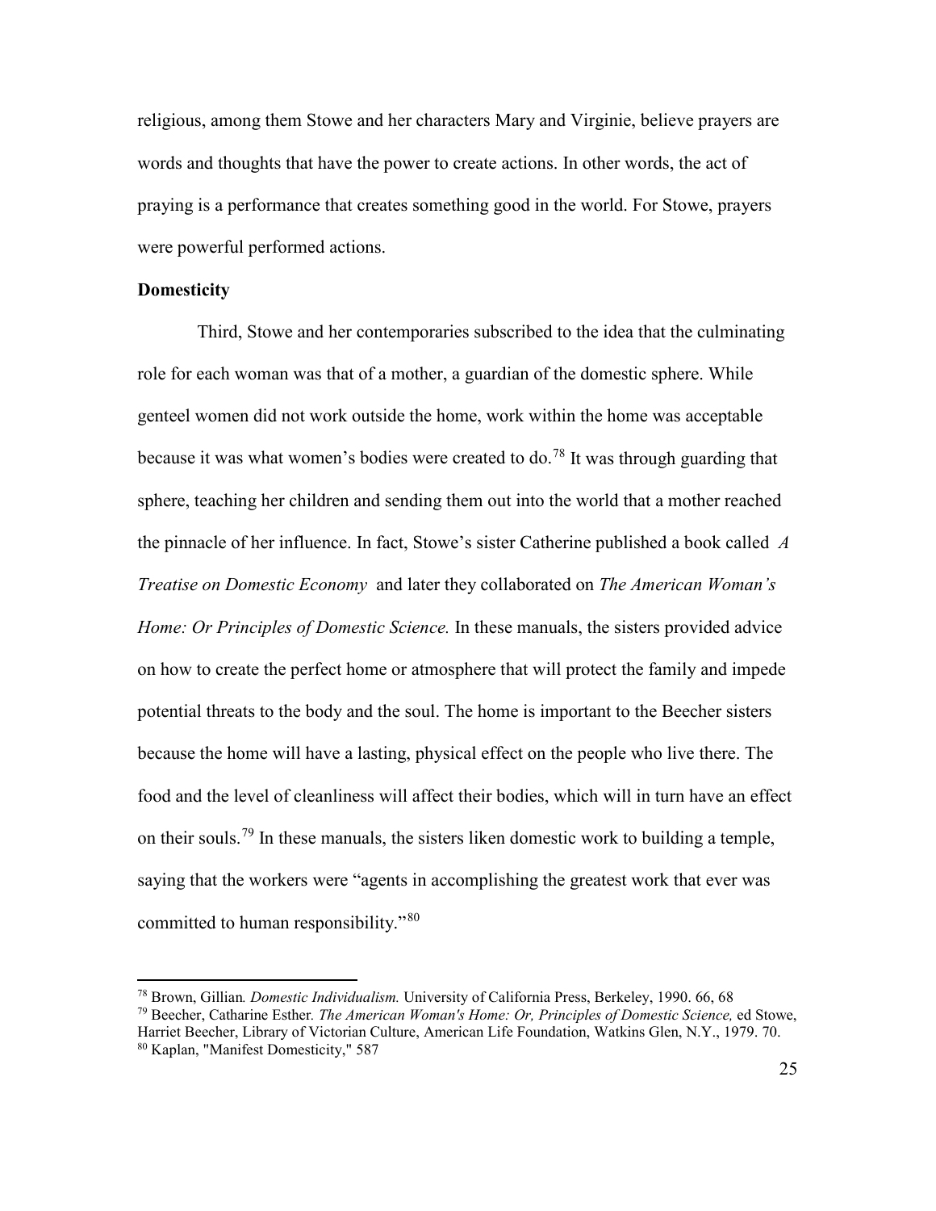religious, among them Stowe and her characters Mary and Virginie, believe prayers are words and thoughts that have the power to create actions. In other words, the act of praying is a performance that creates something good in the world. For Stowe, prayers were powerful performed actions.

**Domesticity**

Third, Stowe and her contemporaries subscribed to the idea that the culminating role for each woman was that of a mother, a guardian of the domestic sphere. While genteel women did not work outside the home, work within the home was acceptable because it was what women's bodies were created to do.[78] It was through guarding that sphere, teaching her children and sending them out into the world that a mother reached the pinnacle of her influence. In fact, Stowe's sister Catherine published a book called *A Treatise on Domestic Economy* and later they collaborated on *The American Woman's Home: Or Principles of Domestic Science.* In these manuals, the sisters provided advice on how to create the perfect home or atmosphere that will protect the family and impede potential threats to the body and the soul. The home is important to the Beecher sisters because the home will have a lasting, physical effect on the people who live there. The food and the level of cleanliness will affect their bodies, which will in turn have an effect on their souls.[79] In these manuals, the sisters liken domestic work to building a temple, saying that the workers were "agents in accomplishing the greatest work that ever was committed to human responsibility."[80]

---

[78] Brown, Gillian*. Domestic Individualism.* University of California Press, Berkeley, 1990. 66, 68

[79] Beecher, Catharine Esther*. The American Woman's Home: Or, Principles of Domestic Science,* ed Stowe, Harriet Beecher, Library of Victorian Culture, American Life Foundation, Watkins Glen, N.Y., 1979. 70.

[80] Kaplan, "Manifest Domesticity," 587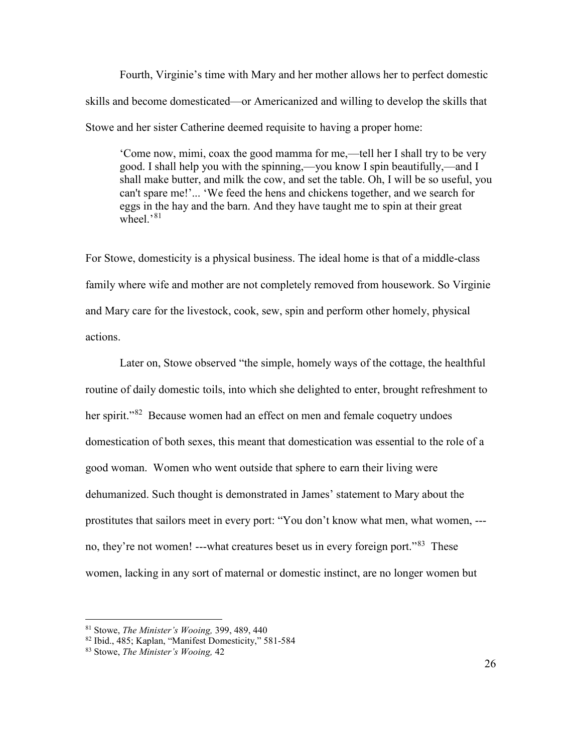Fourth, Virginie's time with Mary and her mother allows her to perfect domestic skills and become domesticated—or Americanized and willing to develop the skills that Stowe and her sister Catherine deemed requisite to having a proper home:

> 'Come now, mimi, coax the good mamma for me,—tell her I shall try to be very good. I shall help you with the spinning,—you know I spin beautifully,—and I shall make butter, and milk the cow, and set the table. Oh, I will be so useful, you can't spare me!'... 'We feed the hens and chickens together, and we search for eggs in the hay and the barn. And they have taught me to spin at their great wheel.'[81]

For Stowe, domesticity is a physical business. The ideal home is that of a middle-class family where wife and mother are not completely removed from housework. So Virginie and Mary care for the livestock, cook, sew, spin and perform other homely, physical actions.

Later on, Stowe observed "the simple, homely ways of the cottage, the healthful routine of daily domestic toils, into which she delighted to enter, brought refreshment to her spirit."[82] Because women had an effect on men and female coquetry undoes domestication of both sexes, this meant that domestication was essential to the role of a good woman. Women who went outside that sphere to earn their living were dehumanized. Such thought is demonstrated in James' statement to Mary about the prostitutes that sailors meet in every port: "You don't know what men, what women, ---no, they're not women! ---what creatures beset us in every foreign port."[83] These women, lacking in any sort of maternal or domestic instinct, are no longer women but

---

[81] Stowe, *The Minister's Wooing,* 399, 489, 440

[82] Ibid., 485; Kaplan, "Manifest Domesticity," 581-584

[83] Stowe, *The Minister's Wooing,* 42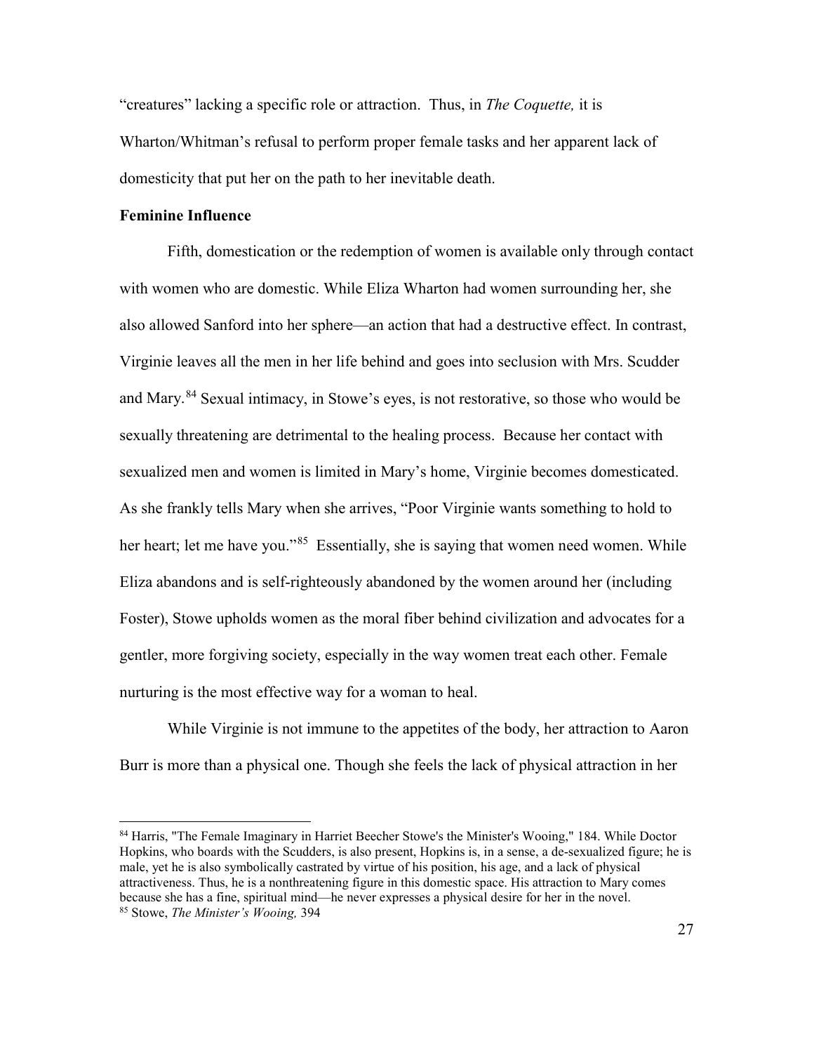"creatures" lacking a specific role or attraction. Thus, in *The Coquette,* it is Wharton/Whitman's refusal to perform proper female tasks and her apparent lack of domesticity that put her on the path to her inevitable death.

**Feminine Influence**

Fifth, domestication or the redemption of women is available only through contact with women who are domestic. While Eliza Wharton had women surrounding her, she also allowed Sanford into her sphere—an action that had a destructive effect. In contrast, Virginie leaves all the men in her life behind and goes into seclusion with Mrs. Scudder and Mary.[84] Sexual intimacy, in Stowe's eyes, is not restorative, so those who would be sexually threatening are detrimental to the healing process. Because her contact with sexualized men and women is limited in Mary's home, Virginie becomes domesticated. As she frankly tells Mary when she arrives, "Poor Virginie wants something to hold to her heart; let me have you."[85] Essentially, she is saying that women need women. While Eliza abandons and is self-righteously abandoned by the women around her (including Foster), Stowe upholds women as the moral fiber behind civilization and advocates for a gentler, more forgiving society, especially in the way women treat each other. Female nurturing is the most effective way for a woman to heal.

While Virginie is not immune to the appetites of the body, her attraction to Aaron Burr is more than a physical one. Though she feels the lack of physical attraction in her

---

[84] Harris, "The Female Imaginary in Harriet Beecher Stowe's the Minister's Wooing," 184. While Doctor Hopkins, who boards with the Scudders, is also present, Hopkins is, in a sense, a de-sexualized figure; he is male, yet he is also symbolically castrated by virtue of his position, his age, and a lack of physical attractiveness. Thus, he is a nonthreatening figure in this domestic space. His attraction to Mary comes because she has a fine, spiritual mind—he never expresses a physical desire for her in the novel.

[85] Stowe, *The Minister's Wooing,* 394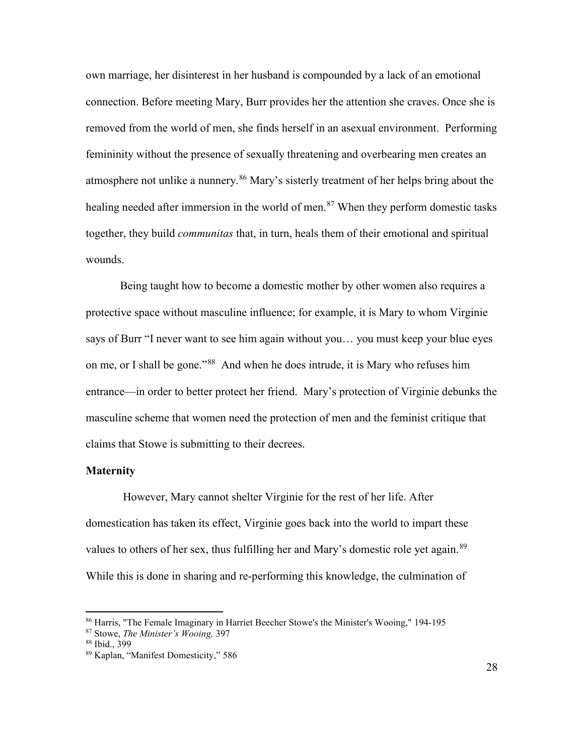own marriage, her disinterest in her husband is compounded by a lack of an emotional connection. Before meeting Mary, Burr provides her the attention she craves. Once she is removed from the world of men, she finds herself in an asexual environment. Performing femininity without the presence of sexually threatening and overbearing men creates an atmosphere not unlike a nunnery.[86] Mary's sisterly treatment of her helps bring about the healing needed after immersion in the world of men.[87] When they perform domestic tasks together, they build *communitas* that, in turn, heals them of their emotional and spiritual wounds.

Being taught how to become a domestic mother by other women also requires a protective space without masculine influence; for example, it is Mary to whom Virginie says of Burr "I never want to see him again without you… you must keep your blue eyes on me, or I shall be gone."[88] And when he does intrude, it is Mary who refuses him entrance—in order to better protect her friend. Mary's protection of Virginie debunks the masculine scheme that women need the protection of men and the feminist critique that claims that Stowe is submitting to their decrees.

**Maternity**

However, Mary cannot shelter Virginie for the rest of her life. After domestication has taken its effect, Virginie goes back into the world to impart these values to others of her sex, thus fulfilling her and Mary's domestic role yet again.[89] While this is done in sharing and re-performing this knowledge, the culmination of

---

[86] Harris, "The Female Imaginary in Harriet Beecher Stowe's the Minister's Wooing," 194-195
[87] Stowe, *The Minister's Wooing,* 397
[88] Ibid., 399
[89] Kaplan, "Manifest Domesticity," 586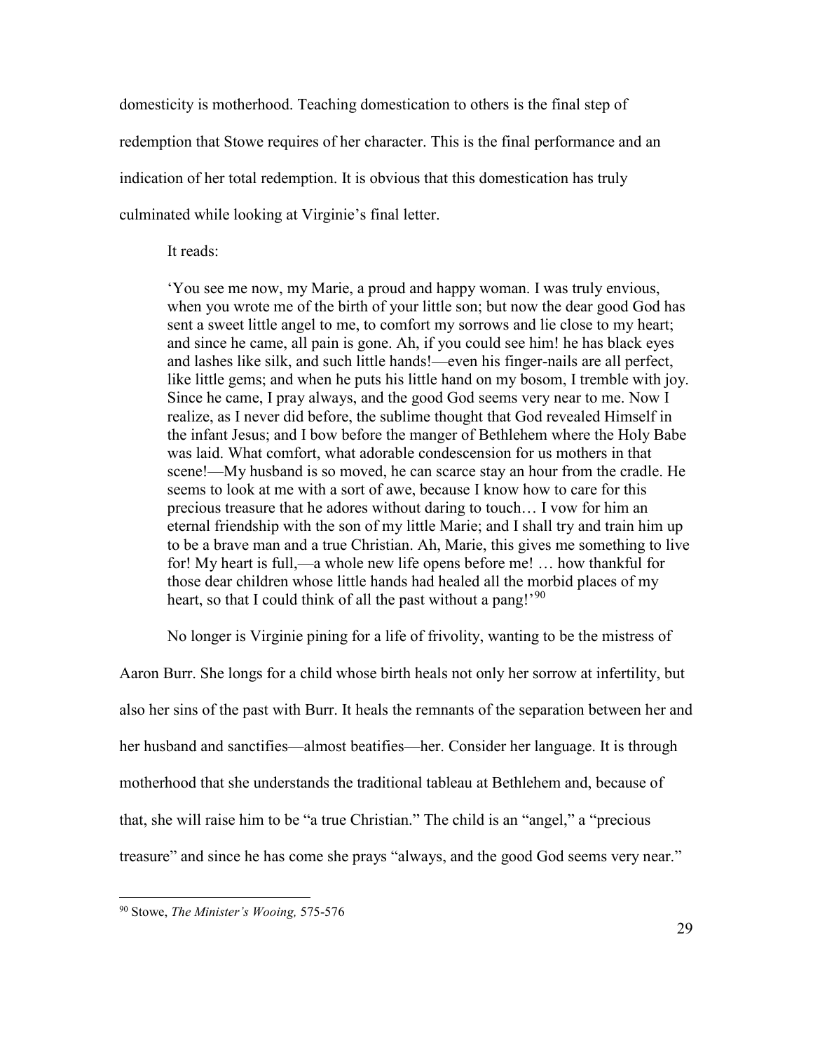domesticity is motherhood. Teaching domestication to others is the final step of redemption that Stowe requires of her character. This is the final performance and an indication of her total redemption. It is obvious that this domestication has truly culminated while looking at Virginie's final letter.

It reads:

> 'You see me now, my Marie, a proud and happy woman. I was truly envious, when you wrote me of the birth of your little son; but now the dear good God has sent a sweet little angel to me, to comfort my sorrows and lie close to my heart; and since he came, all pain is gone. Ah, if you could see him! he has black eyes and lashes like silk, and such little hands!—even his finger-nails are all perfect, like little gems; and when he puts his little hand on my bosom, I tremble with joy. Since he came, I pray always, and the good God seems very near to me. Now I realize, as I never did before, the sublime thought that God revealed Himself in the infant Jesus; and I bow before the manger of Bethlehem where the Holy Babe was laid. What comfort, what adorable condescension for us mothers in that scene!—My husband is so moved, he can scarce stay an hour from the cradle. He seems to look at me with a sort of awe, because I know how to care for this precious treasure that he adores without daring to touch… I vow for him an eternal friendship with the son of my little Marie; and I shall try and train him up to be a brave man and a true Christian. Ah, Marie, this gives me something to live for! My heart is full,—a whole new life opens before me! … how thankful for those dear children whose little hands had healed all the morbid places of my heart, so that I could think of all the past without a pang!'[90]

No longer is Virginie pining for a life of frivolity, wanting to be the mistress of Aaron Burr. She longs for a child whose birth heals not only her sorrow at infertility, but also her sins of the past with Burr. It heals the remnants of the separation between her and her husband and sanctifies—almost beatifies—her. Consider her language. It is through motherhood that she understands the traditional tableau at Bethlehem and, because of that, she will raise him to be "a true Christian." The child is an "angel," a "precious treasure" and since he has come she prays "always, and the good God seems very near."

---

[90] Stowe, *The Minister's Wooing,* 575-576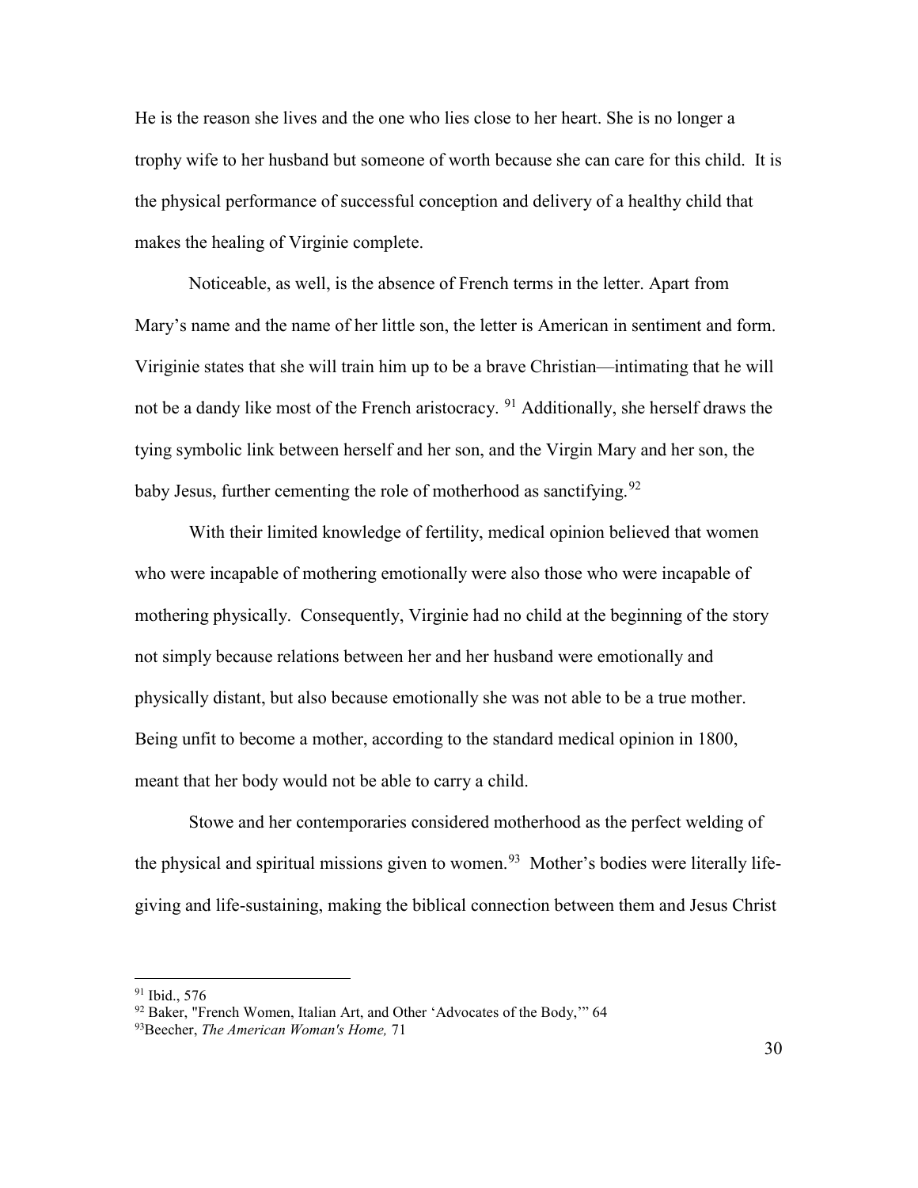He is the reason she lives and the one who lies close to her heart. She is no longer a trophy wife to her husband but someone of worth because she can care for this child. It is the physical performance of successful conception and delivery of a healthy child that makes the healing of Virginie complete.

Noticeable, as well, is the absence of French terms in the letter. Apart from Mary's name and the name of her little son, the letter is American in sentiment and form. Viriginie states that she will train him up to be a brave Christian—intimating that he will not be a dandy like most of the French aristocracy. [91] Additionally, she herself draws the tying symbolic link between herself and her son, and the Virgin Mary and her son, the baby Jesus, further cementing the role of motherhood as sanctifying.[92]

With their limited knowledge of fertility, medical opinion believed that women who were incapable of mothering emotionally were also those who were incapable of mothering physically. Consequently, Virginie had no child at the beginning of the story not simply because relations between her and her husband were emotionally and physically distant, but also because emotionally she was not able to be a true mother. Being unfit to become a mother, according to the standard medical opinion in 1800, meant that her body would not be able to carry a child.

Stowe and her contemporaries considered motherhood as the perfect welding of the physical and spiritual missions given to women.[93] Mother's bodies were literally life-giving and life-sustaining, making the biblical connection between them and Jesus Christ

---

[91] Ibid., 576

[92] Baker, "French Women, Italian Art, and Other 'Advocates of the Body,'" 64

[93] Beecher, *The American Woman's Home,* 71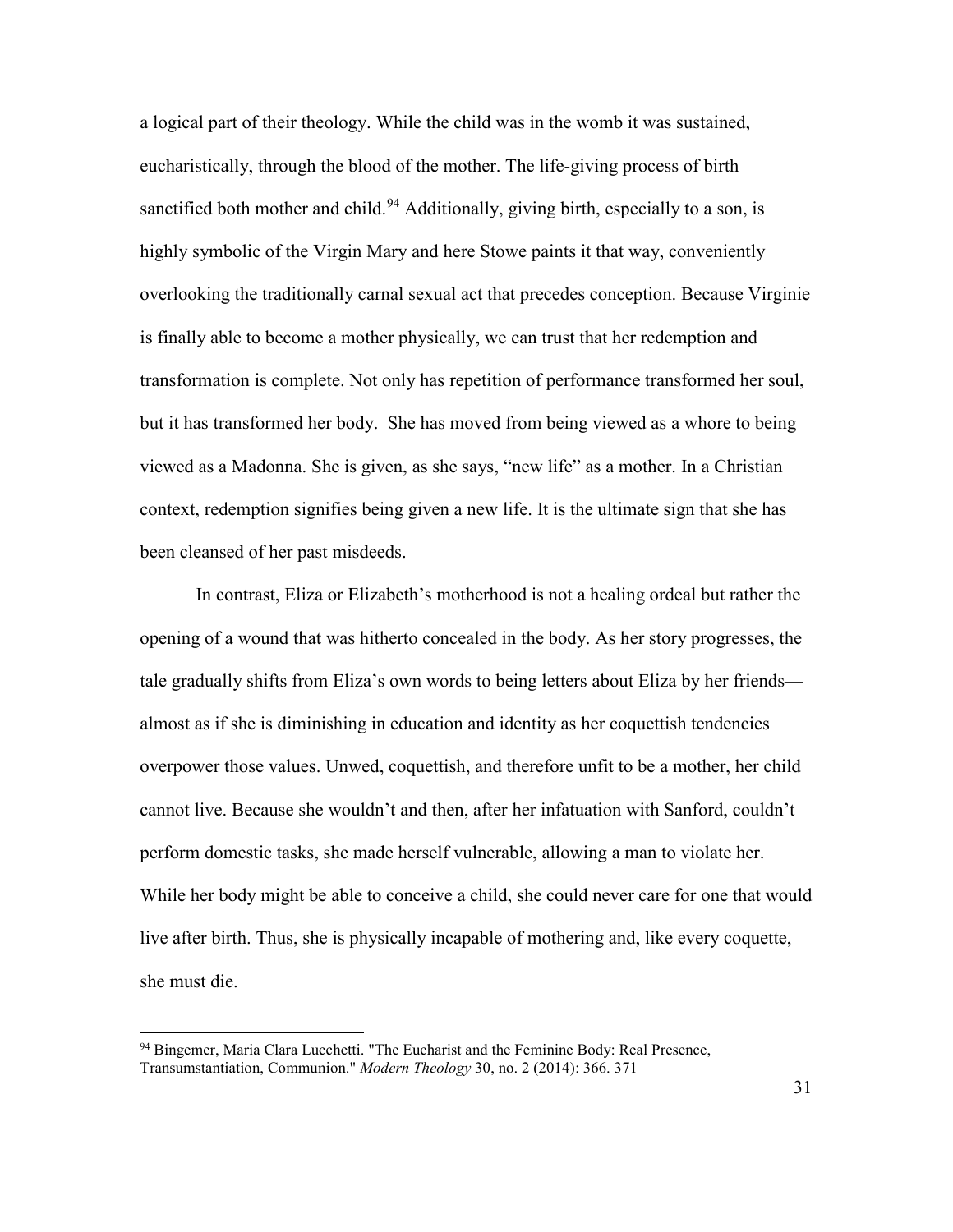a logical part of their theology. While the child was in the womb it was sustained, eucharistically, through the blood of the mother. The life-giving process of birth sanctified both mother and child.[94] Additionally, giving birth, especially to a son, is highly symbolic of the Virgin Mary and here Stowe paints it that way, conveniently overlooking the traditionally carnal sexual act that precedes conception. Because Virginie is finally able to become a mother physically, we can trust that her redemption and transformation is complete. Not only has repetition of performance transformed her soul, but it has transformed her body. She has moved from being viewed as a whore to being viewed as a Madonna. She is given, as she says, "new life" as a mother. In a Christian context, redemption signifies being given a new life. It is the ultimate sign that she has been cleansed of her past misdeeds.

In contrast, Eliza or Elizabeth's motherhood is not a healing ordeal but rather the opening of a wound that was hitherto concealed in the body. As her story progresses, the tale gradually shifts from Eliza's own words to being letters about Eliza by her friends—almost as if she is diminishing in education and identity as her coquettish tendencies overpower those values. Unwed, coquettish, and therefore unfit to be a mother, her child cannot live. Because she wouldn't and then, after her infatuation with Sanford, couldn't perform domestic tasks, she made herself vulnerable, allowing a man to violate her. While her body might be able to conceive a child, she could never care for one that would live after birth. Thus, she is physically incapable of mothering and, like every coquette, she must die.

---

[94] Bingemer, Maria Clara Lucchetti. "The Eucharist and the Feminine Body: Real Presence, Transumstantiation, Communion." *Modern Theology* 30, no. 2 (2014): 366. 371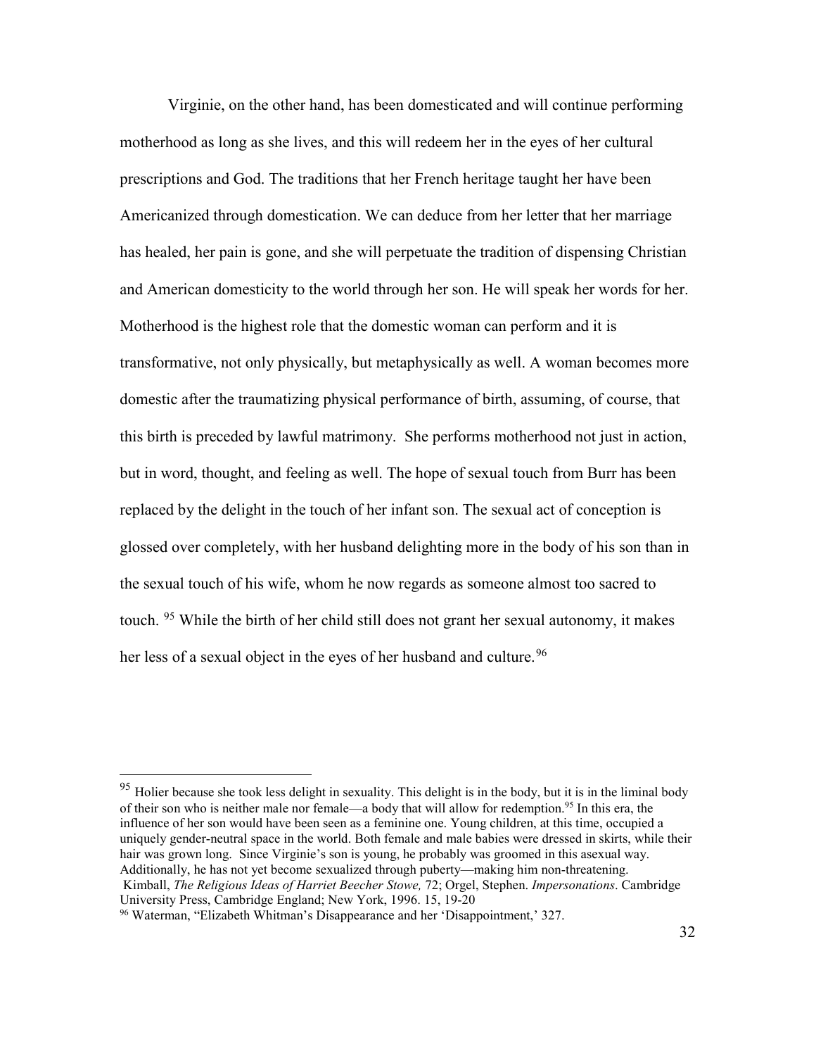Virginie, on the other hand, has been domesticated and will continue performing motherhood as long as she lives, and this will redeem her in the eyes of her cultural prescriptions and God. The traditions that her French heritage taught her have been Americanized through domestication. We can deduce from her letter that her marriage has healed, her pain is gone, and she will perpetuate the tradition of dispensing Christian and American domesticity to the world through her son. He will speak her words for her. Motherhood is the highest role that the domestic woman can perform and it is transformative, not only physically, but metaphysically as well. A woman becomes more domestic after the traumatizing physical performance of birth, assuming, of course, that this birth is preceded by lawful matrimony. She performs motherhood not just in action, but in word, thought, and feeling as well. The hope of sexual touch from Burr has been replaced by the delight in the touch of her infant son. The sexual act of conception is glossed over completely, with her husband delighting more in the body of his son than in the sexual touch of his wife, whom he now regards as someone almost too sacred to touch. [95] While the birth of her child still does not grant her sexual autonomy, it makes her less of a sexual object in the eyes of her husband and culture.[96]

---

[95] Holier because she took less delight in sexuality. This delight is in the body, but it is in the liminal body of their son who is neither male nor female—a body that will allow for redemption.[95] In this era, the influence of her son would have been seen as a feminine one. Young children, at this time, occupied a uniquely gender-neutral space in the world. Both female and male babies were dressed in skirts, while their hair was grown long. Since Virginie's son is young, he probably was groomed in this asexual way. Additionally, he has not yet become sexualized through puberty—making him non-threatening.
Kimball, *The Religious Ideas of Harriet Beecher Stowe,* 72; Orgel, Stephen. *Impersonations*. Cambridge University Press, Cambridge England; New York, 1996. 15, 19-20

[96] Waterman, "Elizabeth Whitman's Disappearance and her 'Disappointment,' 327.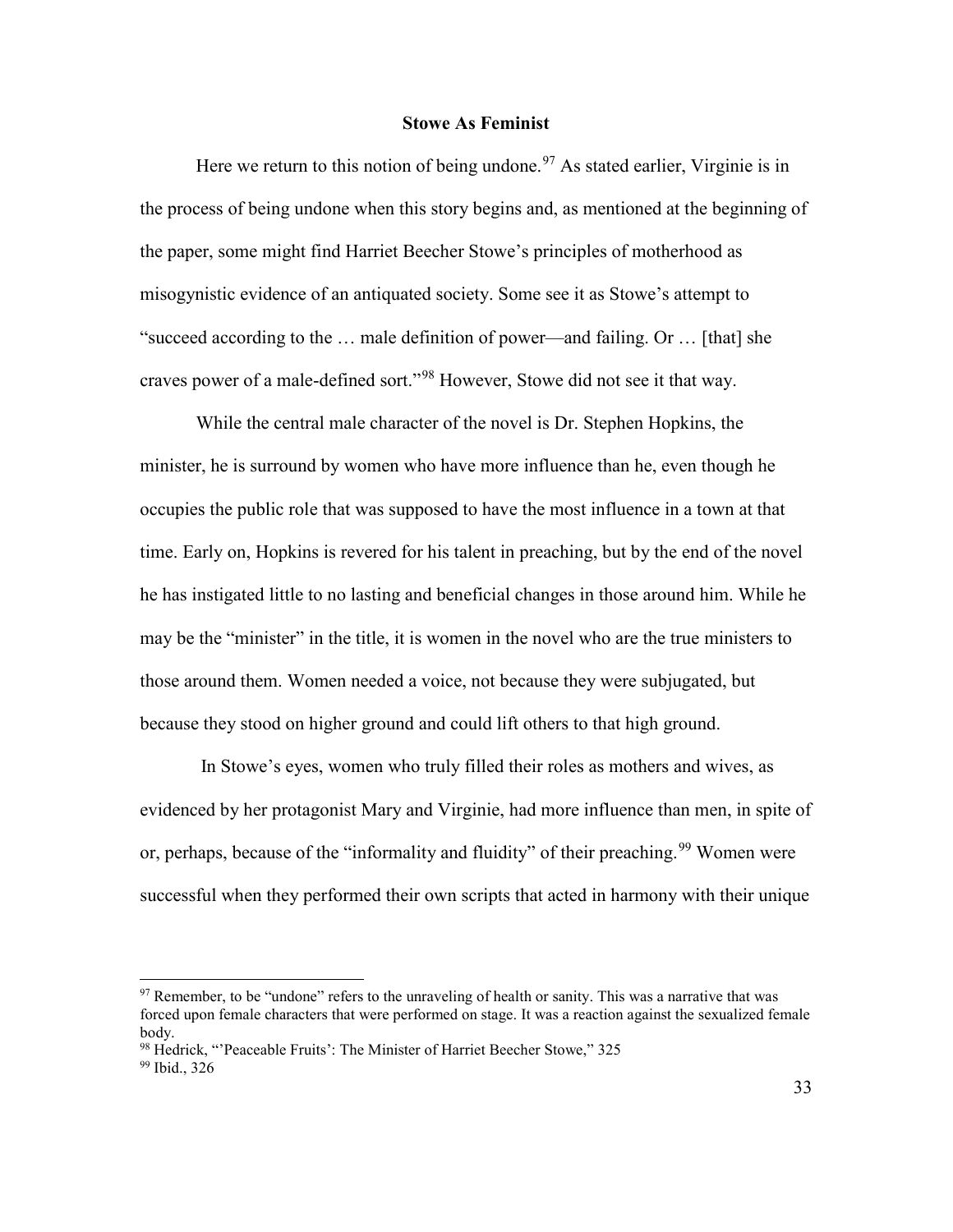## Stowe As Feminist

Here we return to this notion of being undone.[97] As stated earlier, Virginie is in the process of being undone when this story begins and, as mentioned at the beginning of the paper, some might find Harriet Beecher Stowe's principles of motherhood as misogynistic evidence of an antiquated society. Some see it as Stowe's attempt to "succeed according to the … male definition of power—and failing. Or … [that] she craves power of a male-defined sort."[98] However, Stowe did not see it that way.

While the central male character of the novel is Dr. Stephen Hopkins, the minister, he is surround by women who have more influence than he, even though he occupies the public role that was supposed to have the most influence in a town at that time. Early on, Hopkins is revered for his talent in preaching, but by the end of the novel he has instigated little to no lasting and beneficial changes in those around him. While he may be the "minister" in the title, it is women in the novel who are the true ministers to those around them. Women needed a voice, not because they were subjugated, but because they stood on higher ground and could lift others to that high ground.

In Stowe's eyes, women who truly filled their roles as mothers and wives, as evidenced by her protagonist Mary and Virginie, had more influence than men, in spite of or, perhaps, because of the "informality and fluidity" of their preaching.[99] Women were successful when they performed their own scripts that acted in harmony with their unique

---

[97] Remember, to be "undone" refers to the unraveling of health or sanity. This was a narrative that was forced upon female characters that were performed on stage. It was a reaction against the sexualized female body.

[98] Hedrick, "'Peaceable Fruits': The Minister of Harriet Beecher Stowe," 325

[99] Ibid., 326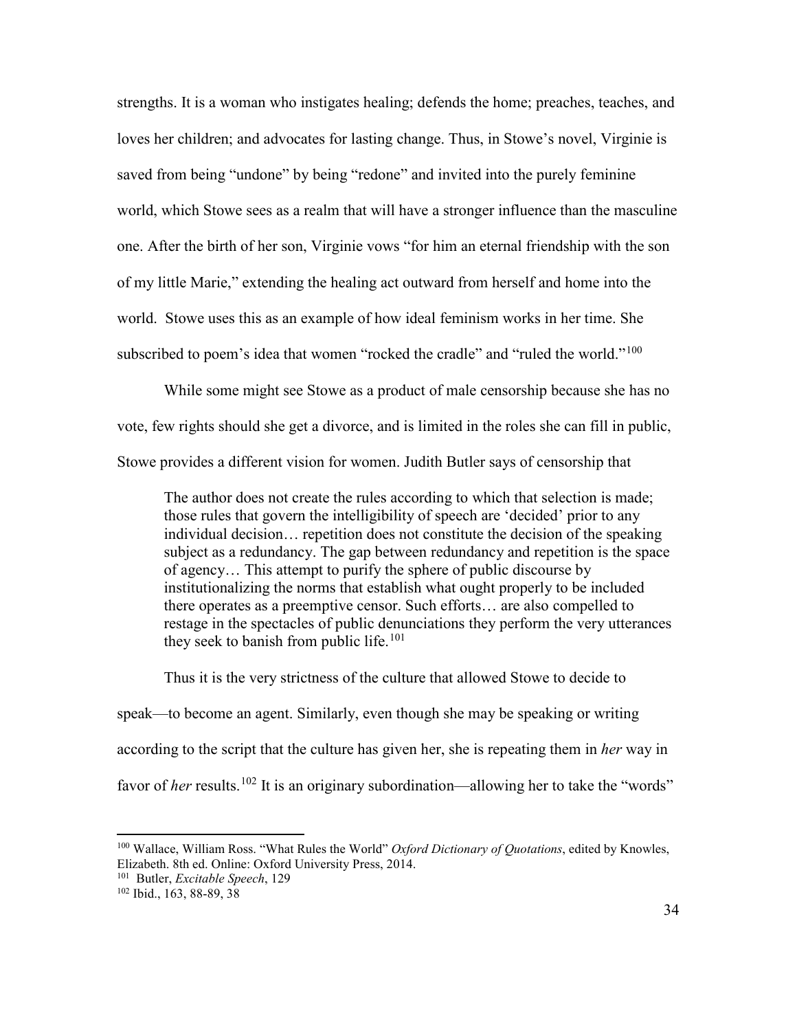strengths. It is a woman who instigates healing; defends the home; preaches, teaches, and loves her children; and advocates for lasting change. Thus, in Stowe's novel, Virginie is saved from being "undone" by being "redone" and invited into the purely feminine world, which Stowe sees as a realm that will have a stronger influence than the masculine one. After the birth of her son, Virginie vows "for him an eternal friendship with the son of my little Marie," extending the healing act outward from herself and home into the world. Stowe uses this as an example of how ideal feminism works in her time. She subscribed to poem's idea that women "rocked the cradle" and "ruled the world."[100]

While some might see Stowe as a product of male censorship because she has no vote, few rights should she get a divorce, and is limited in the roles she can fill in public, Stowe provides a different vision for women. Judith Butler says of censorship that

> The author does not create the rules according to which that selection is made; those rules that govern the intelligibility of speech are 'decided' prior to any individual decision… repetition does not constitute the decision of the speaking subject as a redundancy. The gap between redundancy and repetition is the space of agency… This attempt to purify the sphere of public discourse by institutionalizing the norms that establish what ought properly to be included there operates as a preemptive censor. Such efforts… are also compelled to restage in the spectacles of public denunciations they perform the very utterances they seek to banish from public life.[101]

Thus it is the very strictness of the culture that allowed Stowe to decide to speak—to become an agent. Similarly, even though she may be speaking or writing according to the script that the culture has given her, she is repeating them in *her* way in favor of *her* results.[102] It is an originary subordination—allowing her to take the "words"

---

[100] Wallace, William Ross. "What Rules the World" *Oxford Dictionary of Quotations*, edited by Knowles, Elizabeth. 8th ed. Online: Oxford University Press, 2014.

[101] Butler, *Excitable Speech*, 129

[102] Ibid., 163, 88-89, 38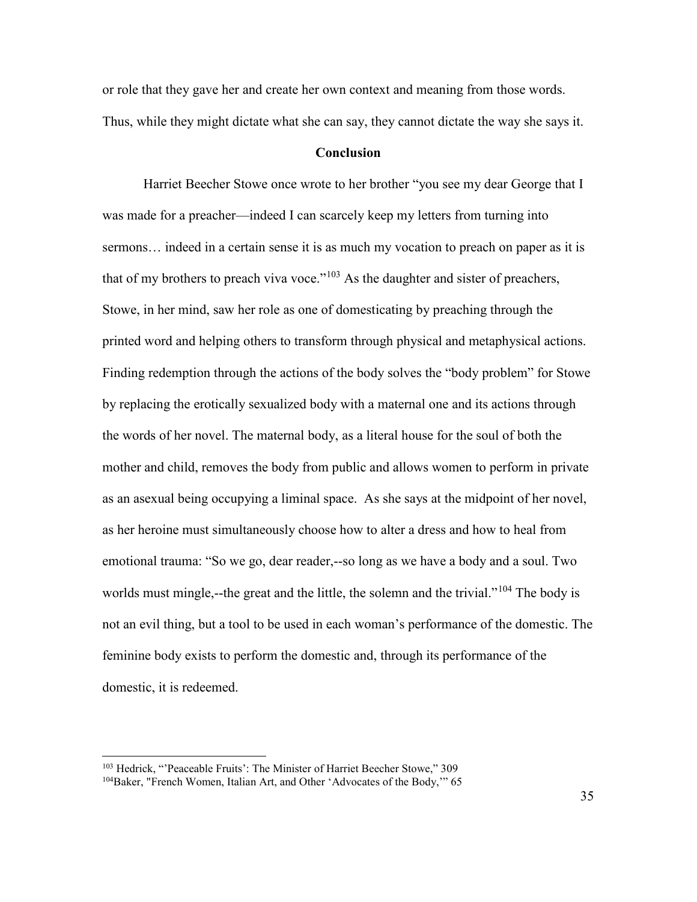or role that they gave her and create her own context and meaning from those words. Thus, while they might dictate what she can say, they cannot dictate the way she says it.

## Conclusion

Harriet Beecher Stowe once wrote to her brother "you see my dear George that I was made for a preacher—indeed I can scarcely keep my letters from turning into sermons… indeed in a certain sense it is as much my vocation to preach on paper as it is that of my brothers to preach viva voce."[103] As the daughter and sister of preachers, Stowe, in her mind, saw her role as one of domesticating by preaching through the printed word and helping others to transform through physical and metaphysical actions. Finding redemption through the actions of the body solves the "body problem" for Stowe by replacing the erotically sexualized body with a maternal one and its actions through the words of her novel. The maternal body, as a literal house for the soul of both the mother and child, removes the body from public and allows women to perform in private as an asexual being occupying a liminal space. As she says at the midpoint of her novel, as her heroine must simultaneously choose how to alter a dress and how to heal from emotional trauma: "So we go, dear reader,--so long as we have a body and a soul. Two worlds must mingle,--the great and the little, the solemn and the trivial."[104] The body is not an evil thing, but a tool to be used in each woman's performance of the domestic. The feminine body exists to perform the domestic and, through its performance of the domestic, it is redeemed.

---

[103] Hedrick, "'Peaceable Fruits': The Minister of Harriet Beecher Stowe," 309

[104] Baker, "French Women, Italian Art, and Other 'Advocates of the Body,'" 65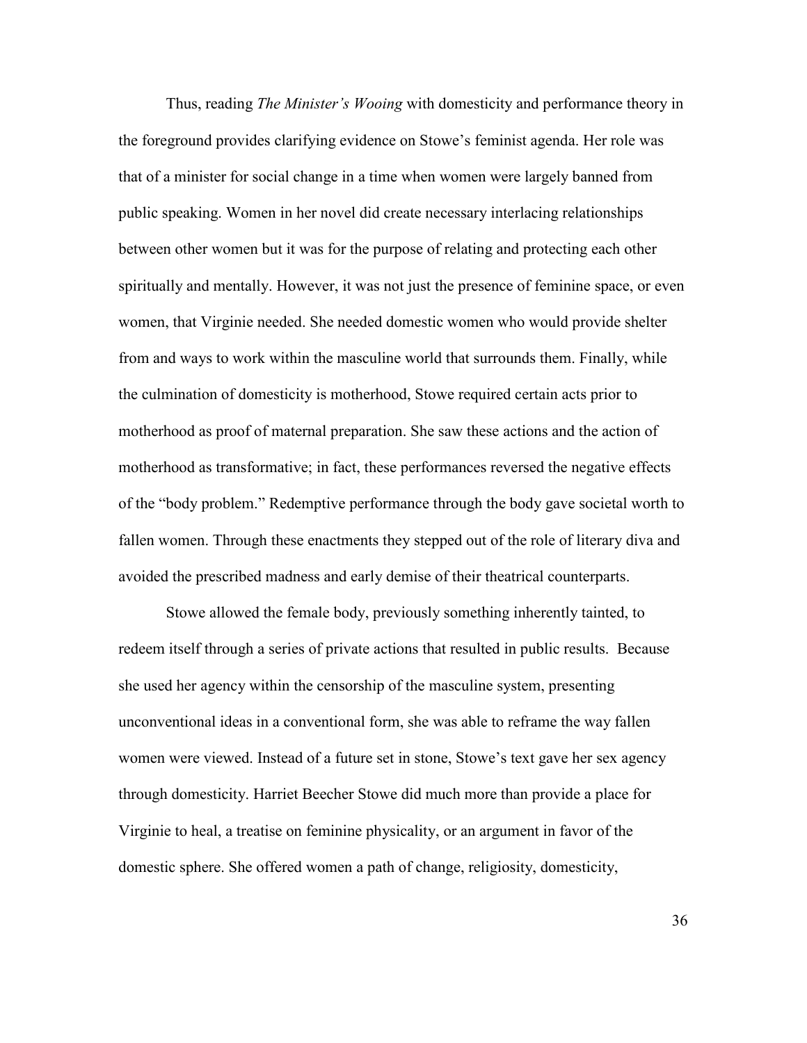Thus, reading *The Minister's Wooing* with domesticity and performance theory in the foreground provides clarifying evidence on Stowe's feminist agenda. Her role was that of a minister for social change in a time when women were largely banned from public speaking. Women in her novel did create necessary interlacing relationships between other women but it was for the purpose of relating and protecting each other spiritually and mentally. However, it was not just the presence of feminine space, or even women, that Virginie needed. She needed domestic women who would provide shelter from and ways to work within the masculine world that surrounds them. Finally, while the culmination of domesticity is motherhood, Stowe required certain acts prior to motherhood as proof of maternal preparation. She saw these actions and the action of motherhood as transformative; in fact, these performances reversed the negative effects of the "body problem." Redemptive performance through the body gave societal worth to fallen women. Through these enactments they stepped out of the role of literary diva and avoided the prescribed madness and early demise of their theatrical counterparts.

Stowe allowed the female body, previously something inherently tainted, to redeem itself through a series of private actions that resulted in public results. Because she used her agency within the censorship of the masculine system, presenting unconventional ideas in a conventional form, she was able to reframe the way fallen women were viewed. Instead of a future set in stone, Stowe's text gave her sex agency through domesticity. Harriet Beecher Stowe did much more than provide a place for Virginie to heal, a treatise on feminine physicality, or an argument in favor of the domestic sphere. She offered women a path of change, religiosity, domesticity,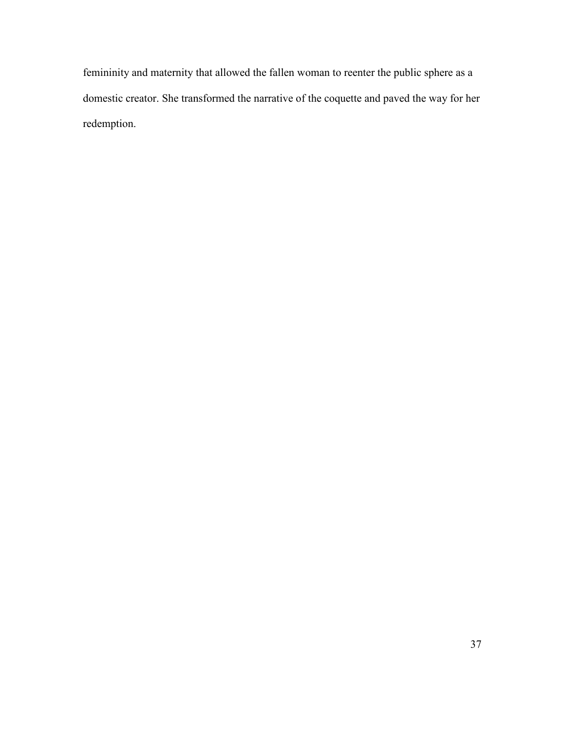femininity and maternity that allowed the fallen woman to reenter the public sphere as a domestic creator. She transformed the narrative of the coquette and paved the way for her redemption.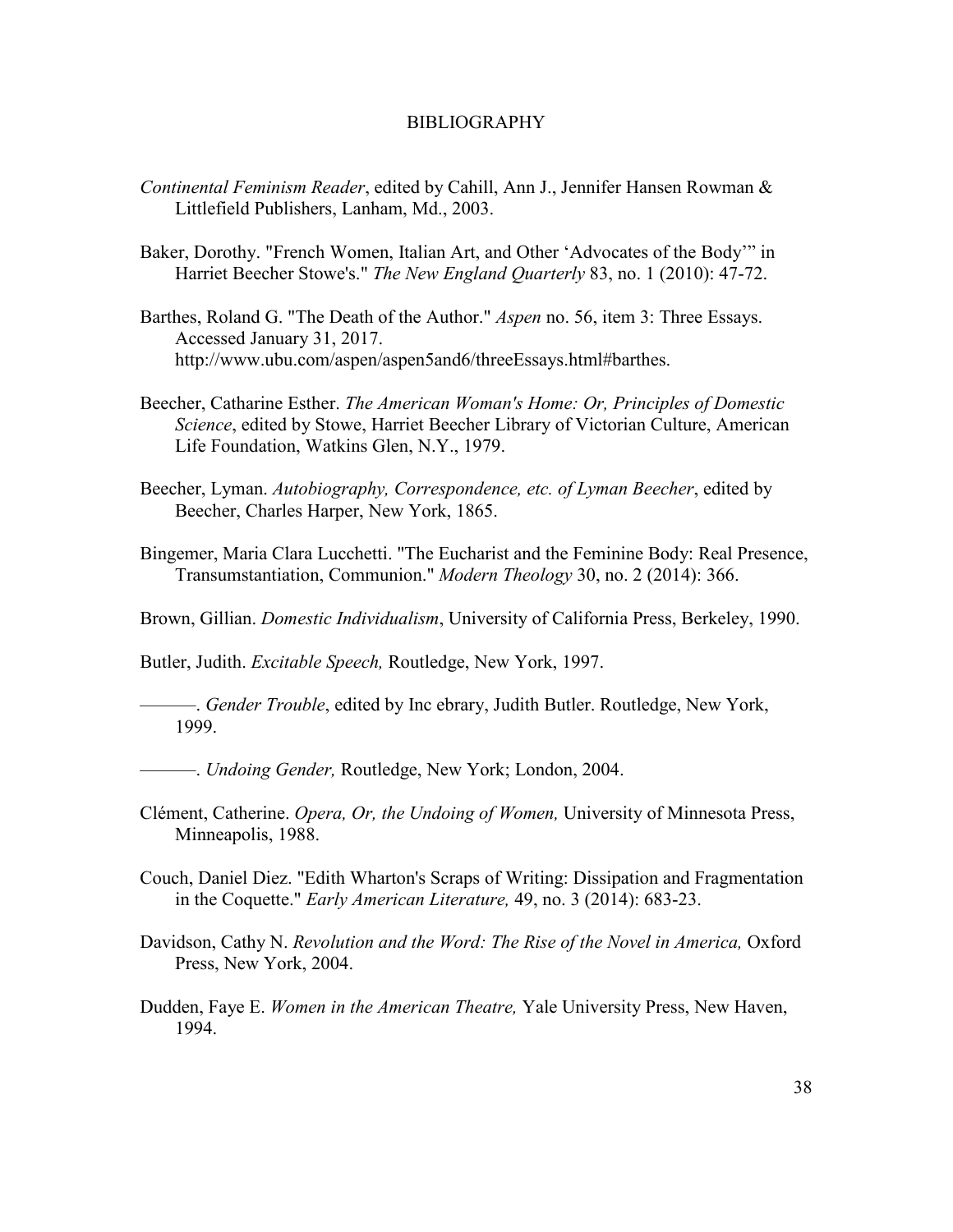# BIBLIOGRAPHY

*Continental Feminism Reader*, edited by Cahill, Ann J., Jennifer Hansen Rowman & Littlefield Publishers, Lanham, Md., 2003.

Baker, Dorothy. "French Women, Italian Art, and Other 'Advocates of the Body'" in Harriet Beecher Stowe's." *The New England Quarterly* 83, no. 1 (2010): 47-72.

Barthes, Roland G. "The Death of the Author." *Aspen* no. 56, item 3: Three Essays. Accessed January 31, 2017. http://www.ubu.com/aspen/aspen5and6/threeEssays.html#barthes.

Beecher, Catharine Esther. *The American Woman's Home: Or, Principles of Domestic Science*, edited by Stowe, Harriet Beecher Library of Victorian Culture, American Life Foundation, Watkins Glen, N.Y., 1979.

Beecher, Lyman. *Autobiography, Correspondence, etc. of Lyman Beecher*, edited by Beecher, Charles Harper, New York, 1865.

Bingemer, Maria Clara Lucchetti. "The Eucharist and the Feminine Body: Real Presence, Transumstantiation, Communion." *Modern Theology* 30, no. 2 (2014): 366.

Brown, Gillian. *Domestic Individualism*, University of California Press, Berkeley, 1990.

Butler, Judith. *Excitable Speech,* Routledge, New York, 1997.

———. *Gender Trouble*, edited by Inc ebrary, Judith Butler. Routledge, New York, 1999.

———. *Undoing Gender,* Routledge, New York; London, 2004.

Clément, Catherine. *Opera, Or, the Undoing of Women,* University of Minnesota Press, Minneapolis, 1988.

Couch, Daniel Diez. "Edith Wharton's Scraps of Writing: Dissipation and Fragmentation in the Coquette." *Early American Literature,* 49, no. 3 (2014): 683-23.

Davidson, Cathy N. *Revolution and the Word: The Rise of the Novel in America,* Oxford Press, New York, 2004.

Dudden, Faye E. *Women in the American Theatre,* Yale University Press, New Haven, 1994.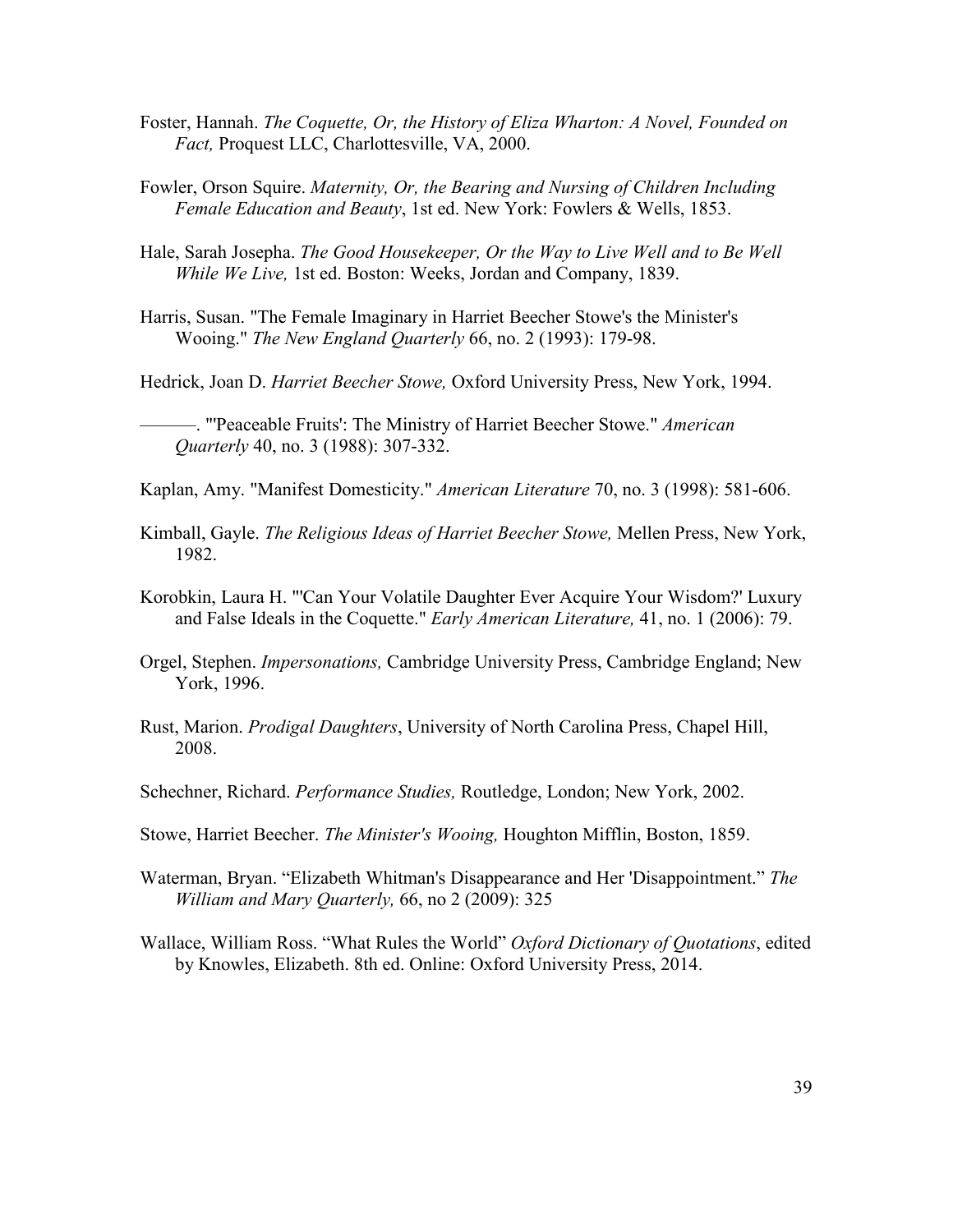Foster, Hannah. *The Coquette, Or, the History of Eliza Wharton: A Novel, Founded on Fact,* Proquest LLC, Charlottesville, VA, 2000.

Fowler, Orson Squire. *Maternity, Or, the Bearing and Nursing of Children Including Female Education and Beauty*, 1st ed. New York: Fowlers & Wells, 1853.

Hale, Sarah Josepha. *The Good Housekeeper, Or the Way to Live Well and to Be Well While We Live,* 1st ed. Boston: Weeks, Jordan and Company, 1839.

Harris, Susan. "The Female Imaginary in Harriet Beecher Stowe's the Minister's Wooing." *The New England Quarterly* 66, no. 2 (1993): 179-98.

Hedrick, Joan D. *Harriet Beecher Stowe,* Oxford University Press, New York, 1994.

———. "'Peaceable Fruits': The Ministry of Harriet Beecher Stowe." *American Quarterly* 40, no. 3 (1988): 307-332.

Kaplan, Amy. "Manifest Domesticity." *American Literature* 70, no. 3 (1998): 581-606.

Kimball, Gayle. *The Religious Ideas of Harriet Beecher Stowe,* Mellen Press, New York, 1982.

Korobkin, Laura H. "'Can Your Volatile Daughter Ever Acquire Your Wisdom?' Luxury and False Ideals in the Coquette." *Early American Literature,* 41, no. 1 (2006): 79.

Orgel, Stephen. *Impersonations,* Cambridge University Press, Cambridge England; New York, 1996.

Rust, Marion. *Prodigal Daughters*, University of North Carolina Press, Chapel Hill, 2008.

Schechner, Richard. *Performance Studies,* Routledge, London; New York, 2002.

Stowe, Harriet Beecher. *The Minister's Wooing,* Houghton Mifflin, Boston, 1859.

Waterman, Bryan. "Elizabeth Whitman's Disappearance and Her 'Disappointment." *The William and Mary Quarterly,* 66, no 2 (2009): 325

Wallace, William Ross. "What Rules the World" *Oxford Dictionary of Quotations*, edited by Knowles, Elizabeth. 8th ed. Online: Oxford University Press, 2014.